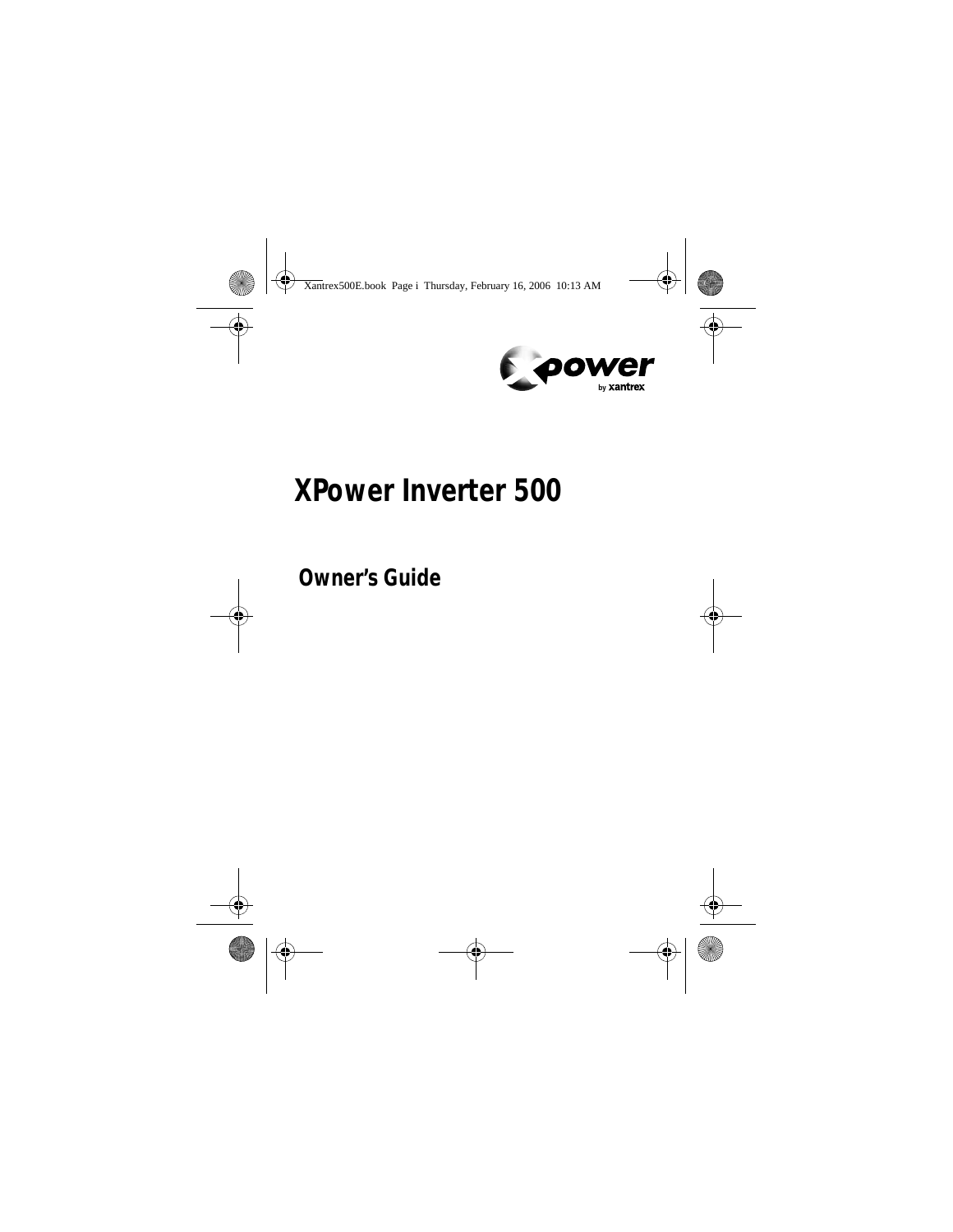# XPower Inverter 500

## Owner's Guide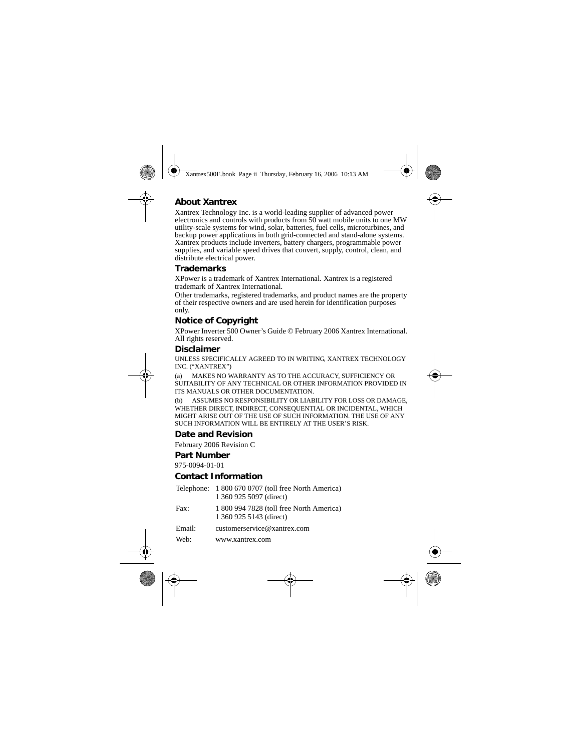## About Xantrex

Xantrex Technology Inc. is a world-leading supplier of advanced power electronics and controls with products from 50 watt mobile units to one MW utility-scale systems for wind, solar, batteries, fuel cells, microturbines, and backup power applications in both grid-connected and stand-alone systems. Xantrex products include inverters, battery chargers, programmable power supplies, and variable speed drives that convert, supply, control, clean, and distribute electrical power.

## Trademarks

XPower is a trademark of Xantrex International. Xantrex is a registered trademark of Xantrex International.

Other trademarks, registered trademarks, and product names are the property of their respective owners and are used herein for identification purposes only.

## Notice of Copyright

XPower Inverter 500 Owner's Guide © February 2006 Xantrex International. All rights reserved.

## Disclaimer

UNLESS SPECIFICALLY AGREED TO IN WRITING, XANTREX TECHNOLOGY INC. ("XANTREX")

(a) MAKES NO WARRANTY AS TO THE ACCURACY, SUFFICIENCY OR SUITABILITY OF ANY TECHNICAL OR OTHER INFORMATION PROVIDED IN ITS MANUALS OR OTHER DOCUMENTATION.

(b) ASSUMES NO RESPONSIBILITY OR LIABILITY FOR LOSS OR DAMAGE, WHETHER DIRECT, INDIRECT, CONSEQUENTIAL OR INCIDENTAL, WHICH MIGHT ARISE OUT OF THE USE OF SUCH INFORMATION. THE USE OF ANY SUCH INFORMATION WILL BE ENTIRELY AT THE USER'S RISK.

## Date and Revision

February 2006 Revision C

## Part Number

975-0094-01-01

## Contact Information

| | |
|---|---|
| Telephone: | 1 800 670 0707 (toll free North America)<br>1 360 925 5097 (direct) |
| Fax: | 1 800 994 7828 (toll free North America)<br>1 360 925 5143 (direct) |
| Email: | customerservice@xantrex.com |
| Web: | www.xantrex.com |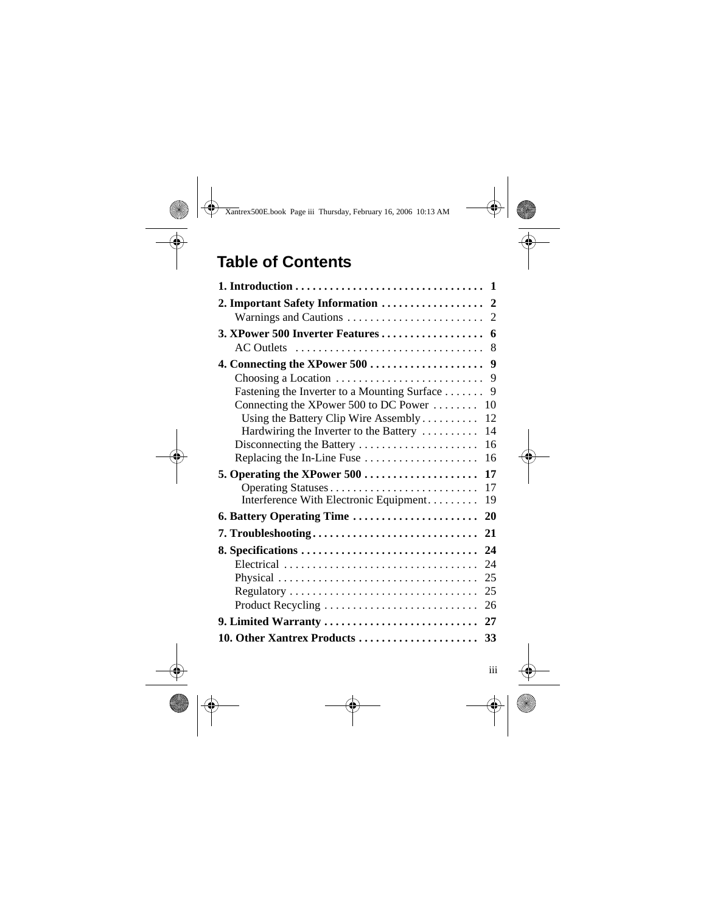# Table of Contents

**1. Introduction . . . . . . . . . . . . . . . . . . . . . . . . . . . . . . . . 1**

**2. Important Safety Information . . . . . . . . . . . . . . . . . . 2**

Warnings and Cautions . . . . . . . . . . . . . . . . . . . . . . . . 2

**3. XPower 500 Inverter Features . . . . . . . . . . . . . . . . . . 6**

AC Outlets . . . . . . . . . . . . . . . . . . . . . . . . . . . . . . . . 8

**4. Connecting the XPower 500 . . . . . . . . . . . . . . . . . . . . 9**

Choosing a Location . . . . . . . . . . . . . . . . . . . . . . . . . . 9

Fastening the Inverter to a Mounting Surface . . . . . . . 9

Connecting the XPower 500 to DC Power . . . . . . . . 10

Using the Battery Clip Wire Assembly . . . . . . . . . . 12

Hardwiring the Inverter to the Battery . . . . . . . . . . 14

Disconnecting the Battery . . . . . . . . . . . . . . . . . . . . . 16

Replacing the In-Line Fuse . . . . . . . . . . . . . . . . . . . . 16

**5. Operating the XPower 500 . . . . . . . . . . . . . . . . . . . . 17**

Operating Statuses . . . . . . . . . . . . . . . . . . . . . . . . . 17

Interference With Electronic Equipment . . . . . . . . . 19

**6. Battery Operating Time . . . . . . . . . . . . . . . . . . . . . . 20**

**7. Troubleshooting . . . . . . . . . . . . . . . . . . . . . . . . . . . . 21**

**8. Specifications . . . . . . . . . . . . . . . . . . . . . . . . . . . . . . 24**

Electrical . . . . . . . . . . . . . . . . . . . . . . . . . . . . . . . . . . 24

Physical . . . . . . . . . . . . . . . . . . . . . . . . . . . . . . . . . . . 25

Regulatory . . . . . . . . . . . . . . . . . . . . . . . . . . . . . . . . . 25

Product Recycling . . . . . . . . . . . . . . . . . . . . . . . . . . . 26

**9. Limited Warranty . . . . . . . . . . . . . . . . . . . . . . . . . . . 27**

**10. Other Xantrex Products . . . . . . . . . . . . . . . . . . . . . 33**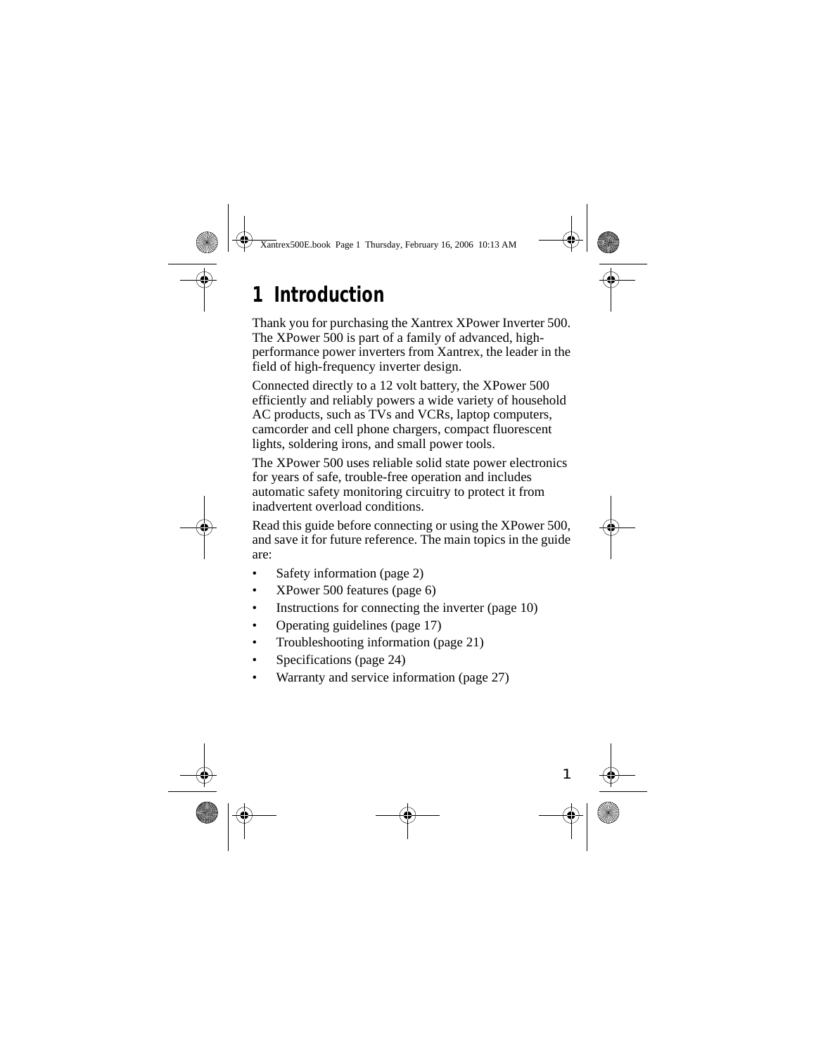# 1 Introduction

Thank you for purchasing the Xantrex XPower Inverter 500. The XPower 500 is part of a family of advanced, high-performance power inverters from Xantrex, the leader in the field of high-frequency inverter design.

Connected directly to a 12 volt battery, the XPower 500 efficiently and reliably powers a wide variety of household AC products, such as TVs and VCRs, laptop computers, camcorder and cell phone chargers, compact fluorescent lights, soldering irons, and small power tools.

The XPower 500 uses reliable solid state power electronics for years of safe, trouble-free operation and includes automatic safety monitoring circuitry to protect it from inadvertent overload conditions.

Read this guide before connecting or using the XPower 500, and save it for future reference. The main topics in the guide are:

- Safety information (page 2)
- XPower 500 features (page 6)
- Instructions for connecting the inverter (page 10)
- Operating guidelines (page 17)
- Troubleshooting information (page 21)
- Specifications (page 24)
- Warranty and service information (page 27)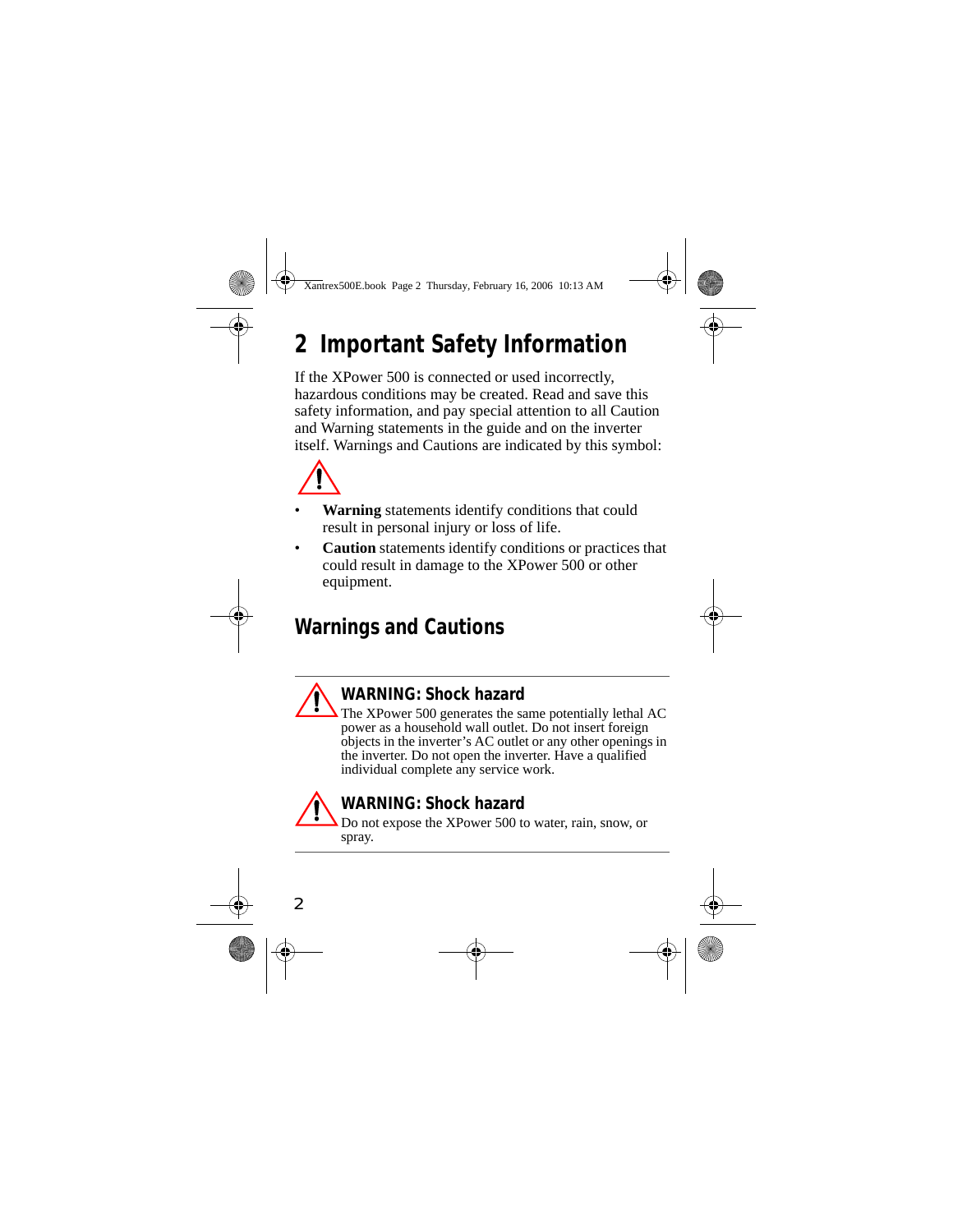# 2 Important Safety Information

If the XPower 500 is connected or used incorrectly, hazardous conditions may be created. Read and save this safety information, and pay special attention to all Caution and Warning statements in the guide and on the inverter itself. Warnings and Cautions are indicated by this symbol:

⚠

- **Warning** statements identify conditions that could result in personal injury or loss of life.
- **Caution** statements identify conditions or practices that could result in damage to the XPower 500 or other equipment.

## Warnings and Cautions

### WARNING: Shock hazard

The XPower 500 generates the same potentially lethal AC power as a household wall outlet. Do not insert foreign objects in the inverter's AC outlet or any other openings in the inverter. Do not open the inverter. Have a qualified individual complete any service work.

### WARNING: Shock hazard

Do not expose the XPower 500 to water, rain, snow, or spray.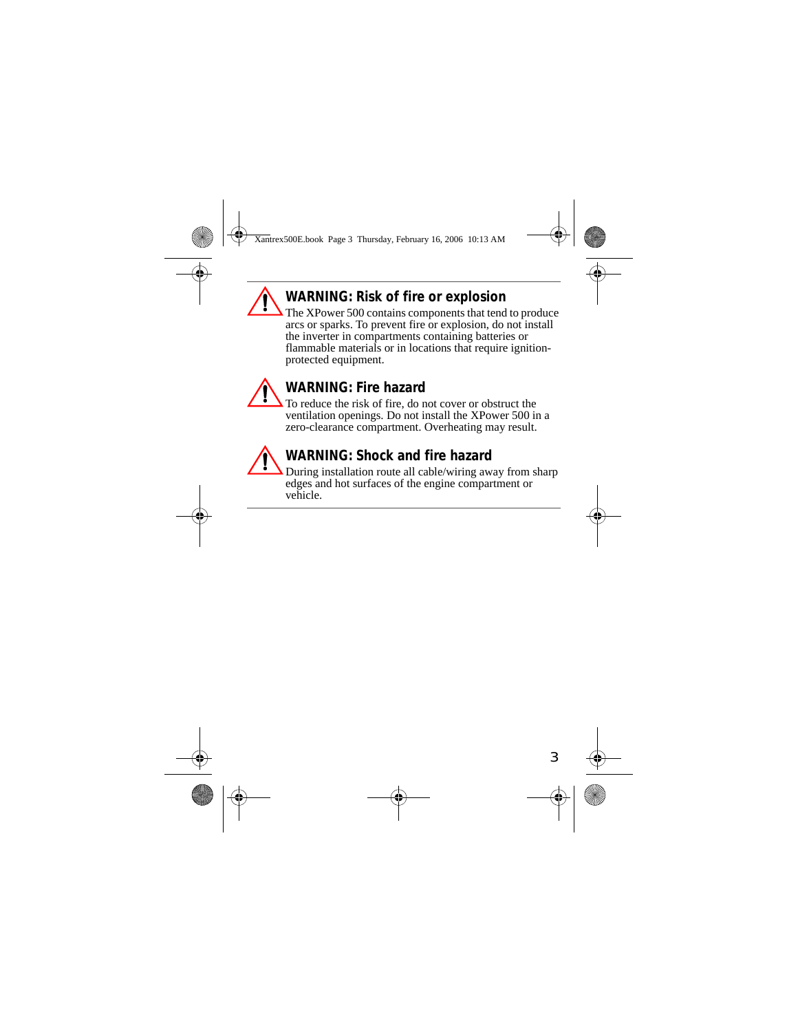**WARNING: Risk of fire or explosion**

The XPower 500 contains components that tend to produce arcs or sparks. To prevent fire or explosion, do not install the inverter in compartments containing batteries or flammable materials or in locations that require ignition-protected equipment.

**WARNING: Fire hazard**

To reduce the risk of fire, do not cover or obstruct the ventilation openings. Do not install the XPower 500 in a zero-clearance compartment. Overheating may result.

**WARNING: Shock and fire hazard**

During installation route all cable/wiring away from sharp edges and hot surfaces of the engine compartment or vehicle.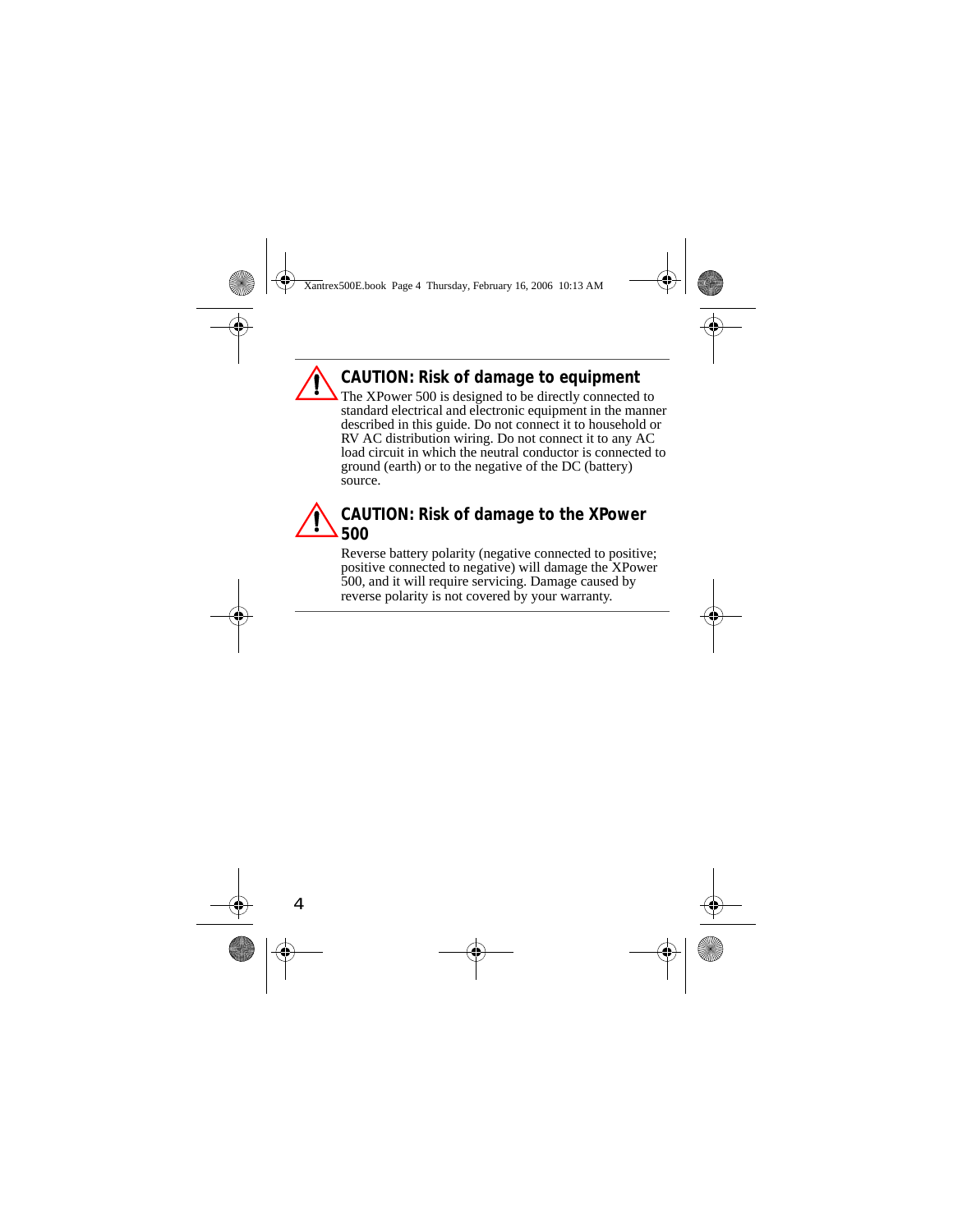**CAUTION: Risk of damage to equipment**

The XPower 500 is designed to be directly connected to standard electrical and electronic equipment in the manner described in this guide. Do not connect it to household or RV AC distribution wiring. Do not connect it to any AC load circuit in which the neutral conductor is connected to ground (earth) or to the negative of the DC (battery) source.

**CAUTION: Risk of damage to the XPower 500**

Reverse battery polarity (negative connected to positive; positive connected to negative) will damage the XPower 500, and it will require servicing. Damage caused by reverse polarity is not covered by your warranty.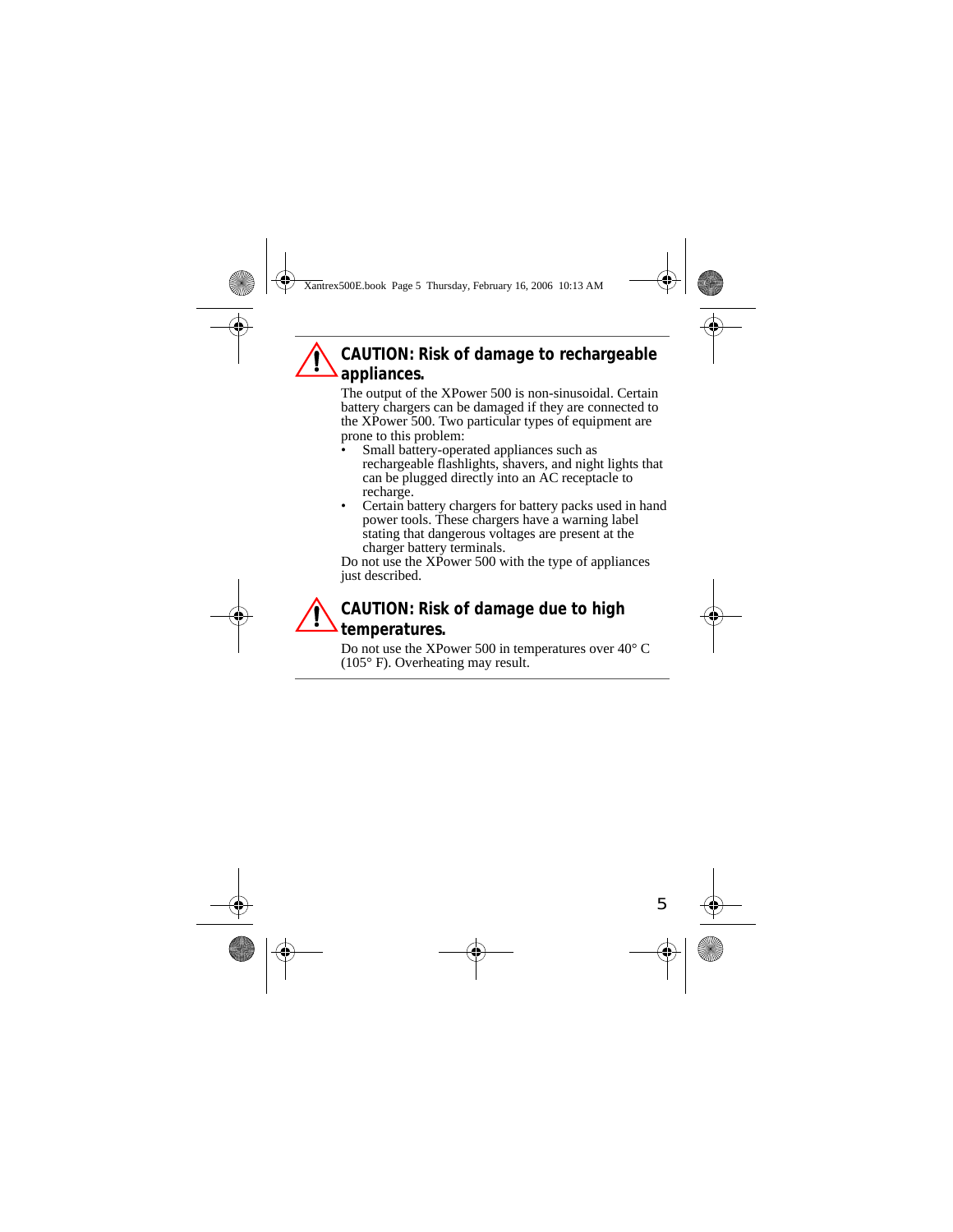**CAUTION: Risk of damage to rechargeable appliances.**

The output of the XPower 500 is non-sinusoidal. Certain battery chargers can be damaged if they are connected to the XPower 500. Two particular types of equipment are prone to this problem:

- Small battery-operated appliances such as rechargeable flashlights, shavers, and night lights that can be plugged directly into an AC receptacle to recharge.
- Certain battery chargers for battery packs used in hand power tools. These chargers have a warning label stating that dangerous voltages are present at the charger battery terminals.

Do not use the XPower 500 with the type of appliances just described.

**CAUTION: Risk of damage due to high temperatures.**

Do not use the XPower 500 in temperatures over 40° C (105° F). Overheating may result.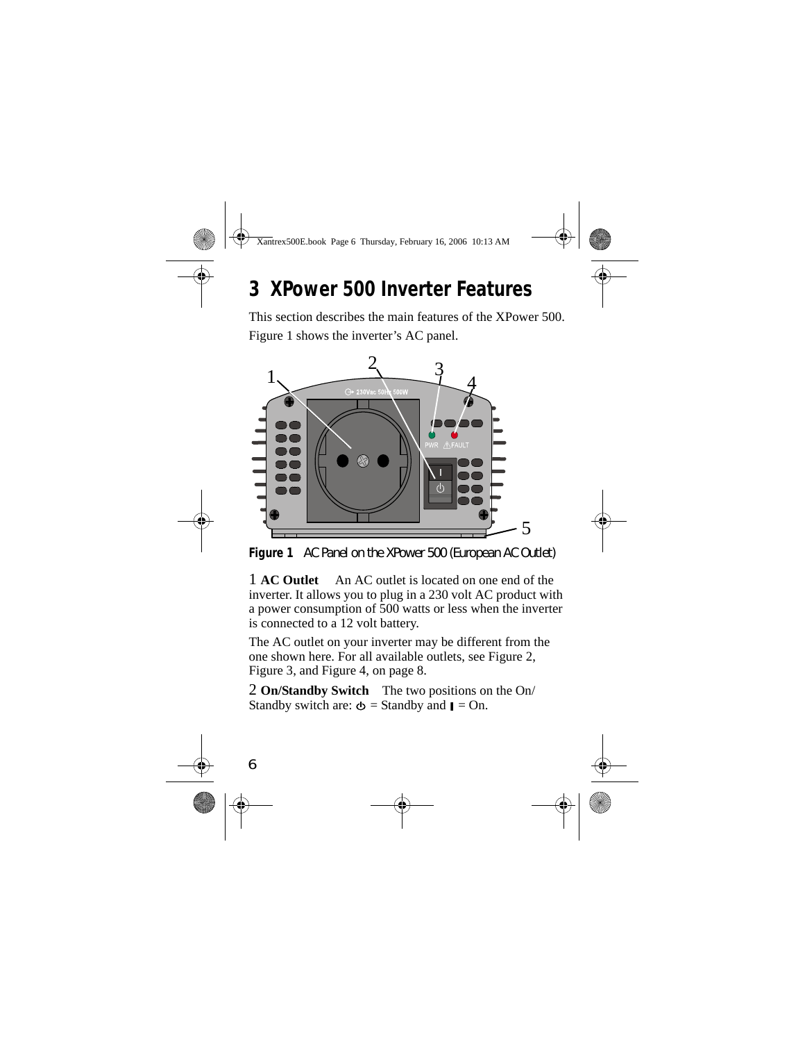# 3 XPower 500 Inverter Features

This section describes the main features of the XPower 500.

Figure 1 shows the inverter's AC panel.

**Figure 1** AC Panel on the XPower 500 (European AC Outlet)

1 **AC Outlet** An AC outlet is located on one end of the inverter. It allows you to plug in a 230 volt AC product with a power consumption of 500 watts or less when the inverter is connected to a 12 volt battery.

The AC outlet on your inverter may be different from the one shown here. For all available outlets, see Figure 2, Figure 3, and Figure 4, on page 8.

2 **On/Standby Switch** The two positions on the On/Standby switch are: ⏻ = Standby and I = On.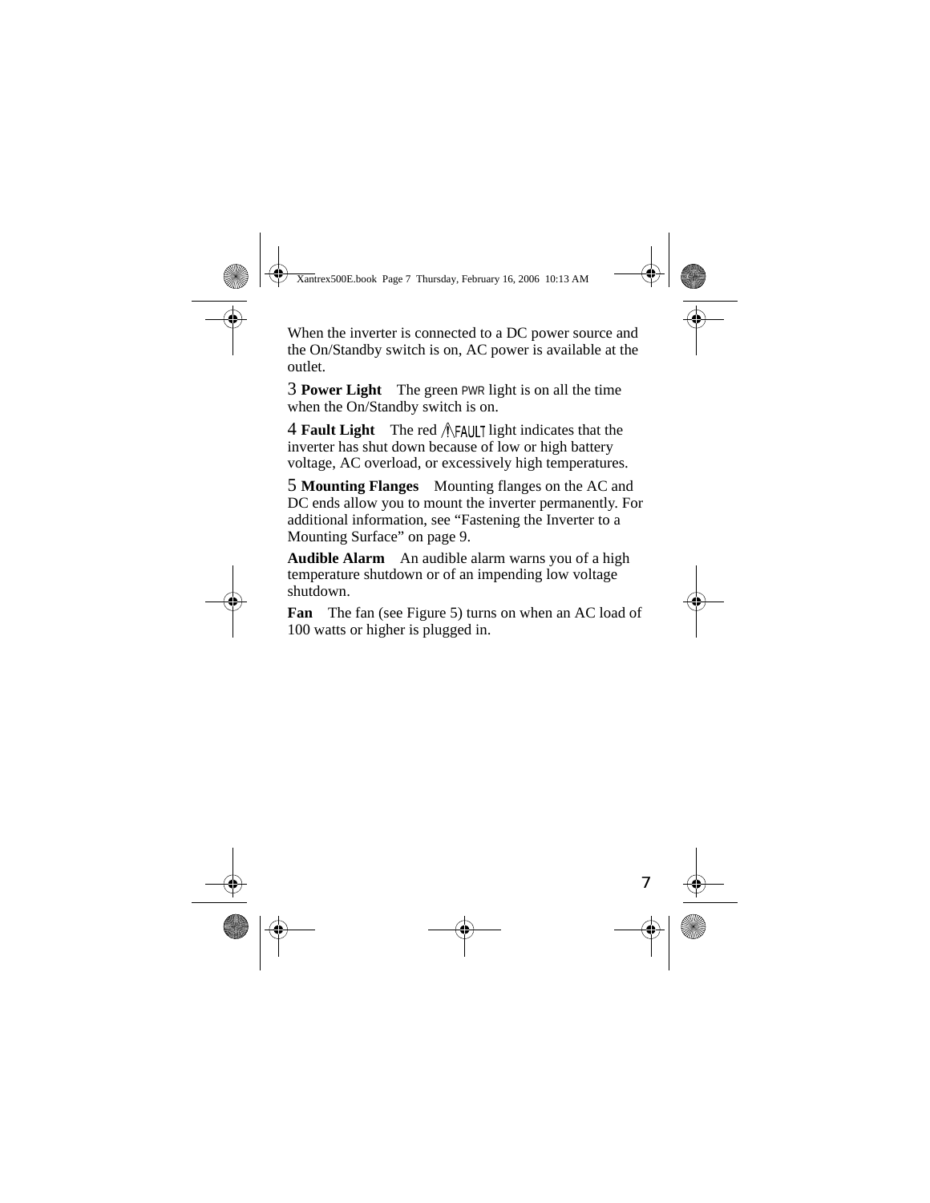When the inverter is connected to a DC power source and the On/Standby switch is on, AC power is available at the outlet.

3 **Power Light** The green PWR light is on all the time when the On/Standby switch is on.

4 **Fault Light** The red ⚠FAULT light indicates that the inverter has shut down because of low or high battery voltage, AC overload, or excessively high temperatures.

5 **Mounting Flanges** Mounting flanges on the AC and DC ends allow you to mount the inverter permanently. For additional information, see "Fastening the Inverter to a Mounting Surface" on page 9.

**Audible Alarm** An audible alarm warns you of a high temperature shutdown or of an impending low voltage shutdown.

**Fan** The fan (see Figure 5) turns on when an AC load of 100 watts or higher is plugged in.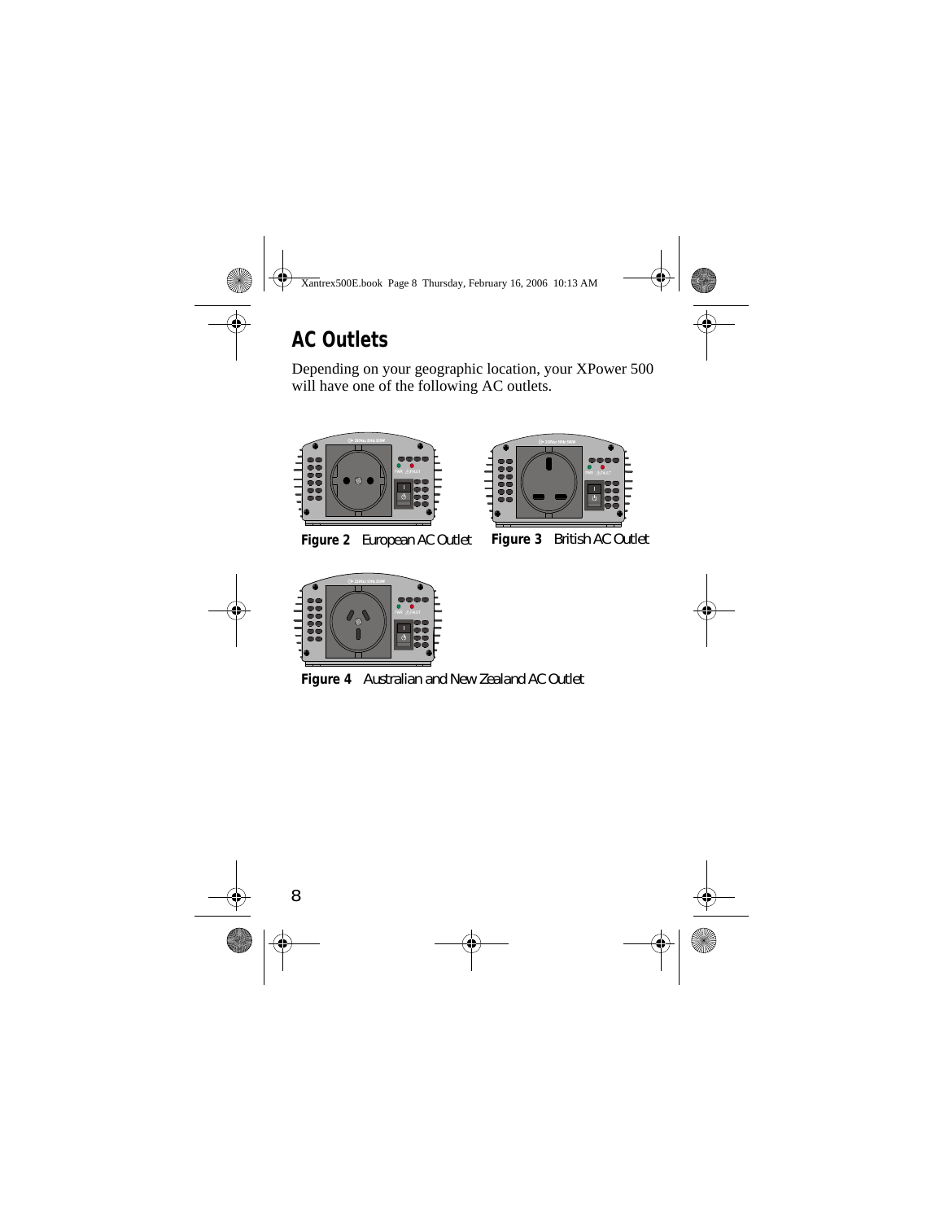## AC Outlets

Depending on your geographic location, your XPower 500 will have one of the following AC outlets.

**Figure 2** European AC Outlet

**Figure 3** British AC Outlet

**Figure 4** Australian and New Zealand AC Outlet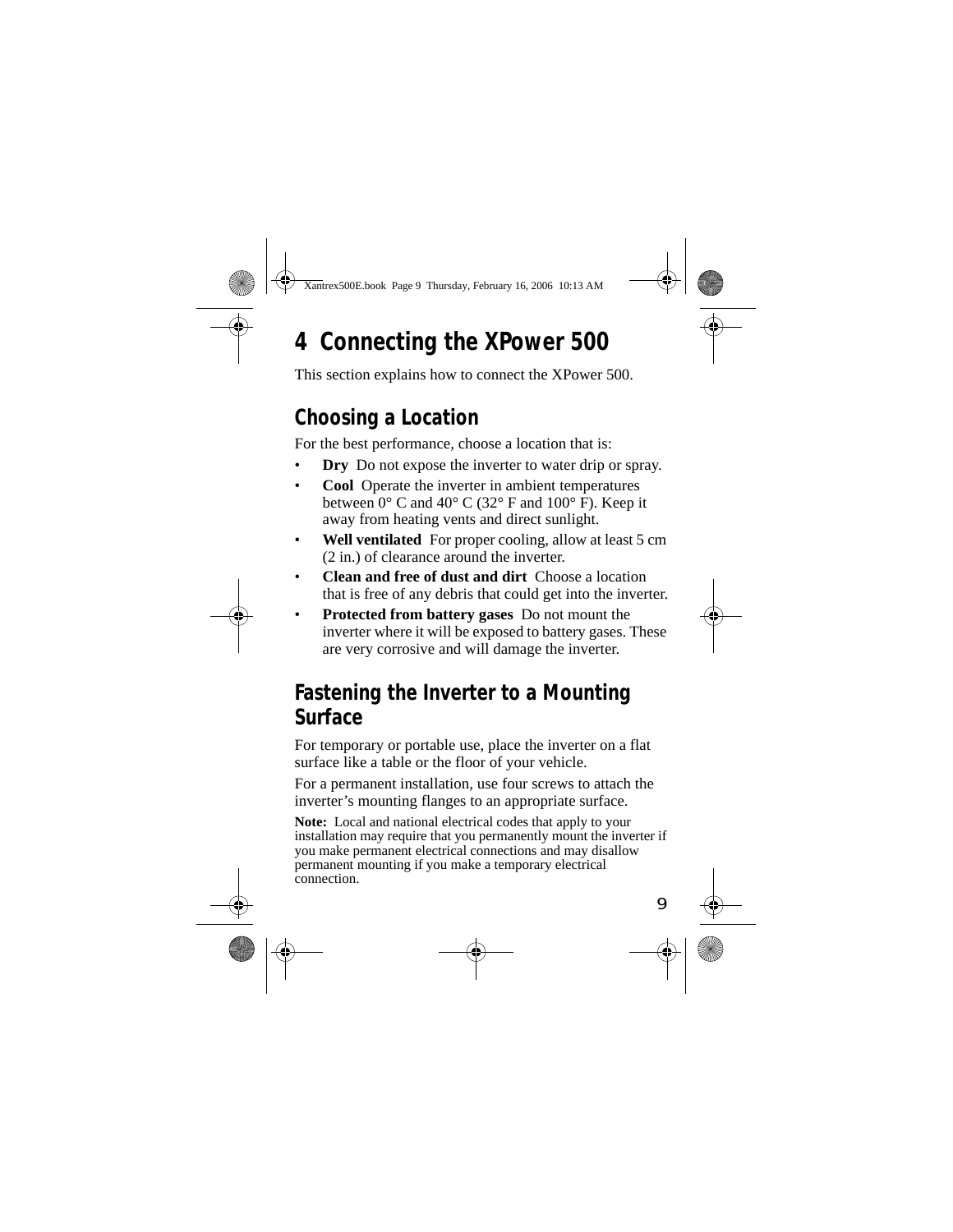# 4 Connecting the XPower 500

This section explains how to connect the XPower 500.

## Choosing a Location

For the best performance, choose a location that is:

- **Dry** Do not expose the inverter to water drip or spray.
- **Cool** Operate the inverter in ambient temperatures between 0° C and 40° C (32° F and 100° F). Keep it away from heating vents and direct sunlight.
- **Well ventilated** For proper cooling, allow at least 5 cm (2 in.) of clearance around the inverter.
- **Clean and free of dust and dirt** Choose a location that is free of any debris that could get into the inverter.
- **Protected from battery gases** Do not mount the inverter where it will be exposed to battery gases. These are very corrosive and will damage the inverter.

## Fastening the Inverter to a Mounting Surface

For temporary or portable use, place the inverter on a flat surface like a table or the floor of your vehicle.

For a permanent installation, use four screws to attach the inverter's mounting flanges to an appropriate surface.

**Note:** Local and national electrical codes that apply to your installation may require that you permanently mount the inverter if you make permanent electrical connections and may disallow permanent mounting if you make a temporary electrical connection.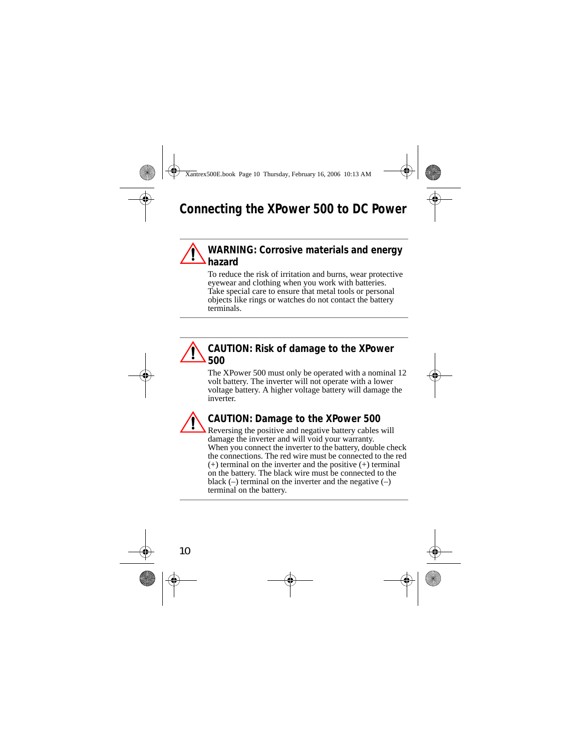## Connecting the XPower 500 to DC Power

**WARNING: Corrosive materials and energy hazard**

To reduce the risk of irritation and burns, wear protective eyewear and clothing when you work with batteries. Take special care to ensure that metal tools or personal objects like rings or watches do not contact the battery terminals.

**CAUTION: Risk of damage to the XPower 500**

The XPower 500 must only be operated with a nominal 12 volt battery. The inverter will not operate with a lower voltage battery. A higher voltage battery will damage the inverter.

**CAUTION: Damage to the XPower 500**

Reversing the positive and negative battery cables will damage the inverter and will void your warranty.
When you connect the inverter to the battery, double check the connections. The red wire must be connected to the red (+) terminal on the inverter and the positive (+) terminal on the battery. The black wire must be connected to the black (–) terminal on the inverter and the negative (–) terminal on the battery.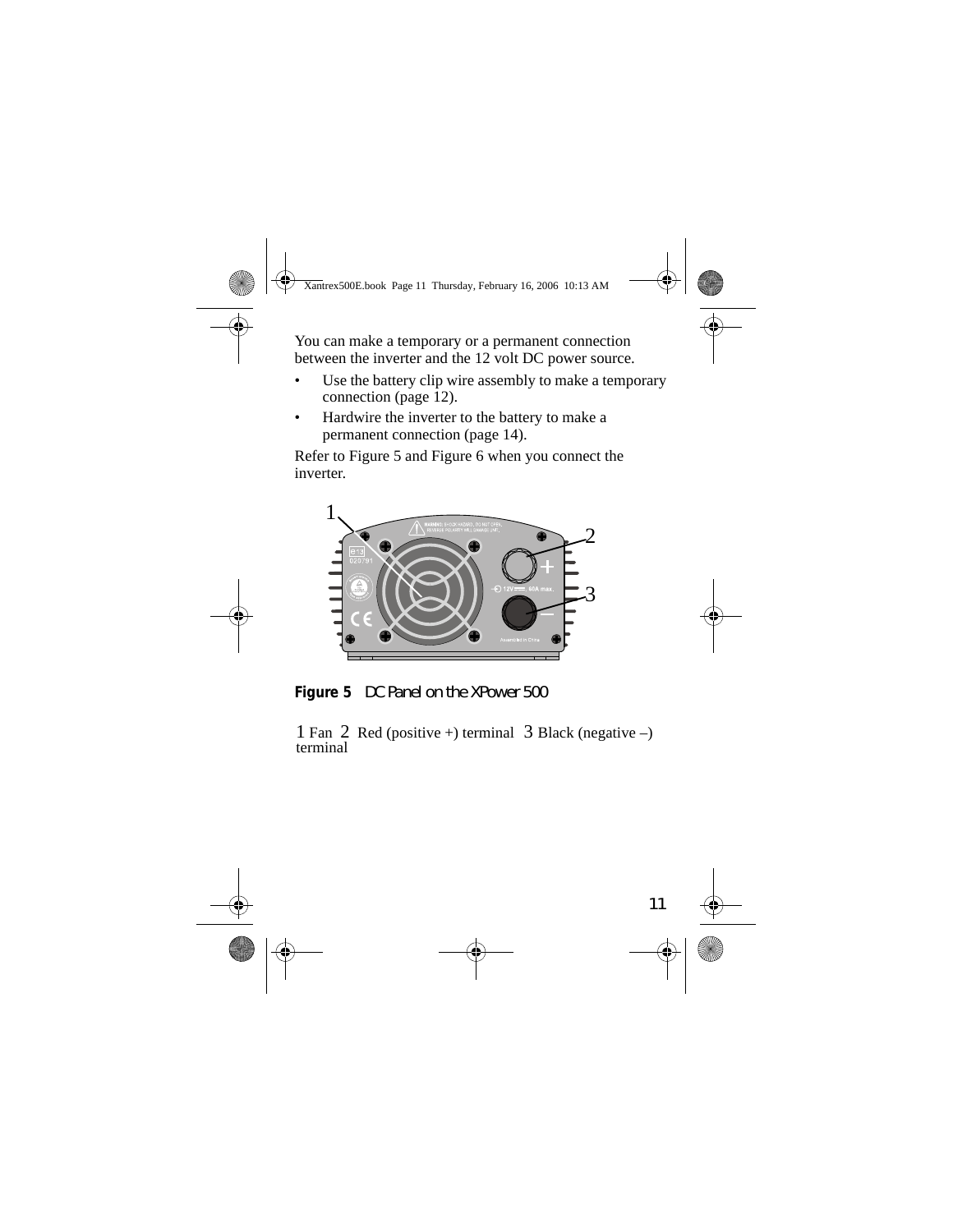You can make a temporary or a permanent connection between the inverter and the 12 volt DC power source.

- Use the battery clip wire assembly to make a temporary connection (page 12).
- Hardwire the inverter to the battery to make a permanent connection (page 14).

Refer to Figure 5 and Figure 6 when you connect the inverter.

**Figure 5** DC Panel on the XPower 500

1 Fan 2 Red (positive +) terminal 3 Black (negative –) terminal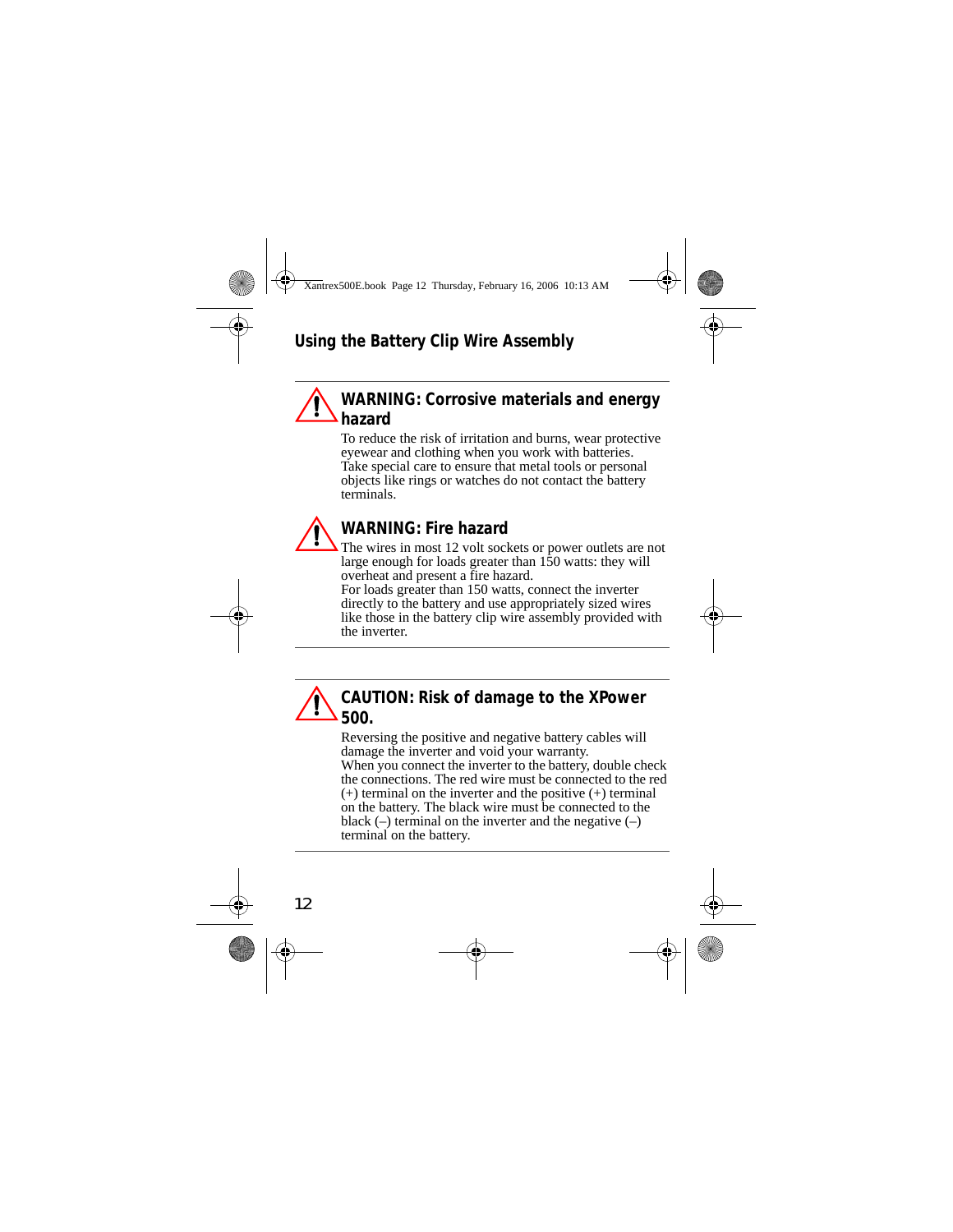## Using the Battery Clip Wire Assembly

**WARNING: Corrosive materials and energy hazard**

To reduce the risk of irritation and burns, wear protective eyewear and clothing when you work with batteries. Take special care to ensure that metal tools or personal objects like rings or watches do not contact the battery terminals.

**WARNING: Fire hazard**

The wires in most 12 volt sockets or power outlets are not large enough for loads greater than 150 watts: they will overheat and present a fire hazard.
For loads greater than 150 watts, connect the inverter directly to the battery and use appropriately sized wires like those in the battery clip wire assembly provided with the inverter.

**CAUTION: Risk of damage to the XPower 500.**

Reversing the positive and negative battery cables will damage the inverter and void your warranty.
When you connect the inverter to the battery, double check the connections. The red wire must be connected to the red (+) terminal on the inverter and the positive (+) terminal on the battery. The black wire must be connected to the black (–) terminal on the inverter and the negative (–) terminal on the battery.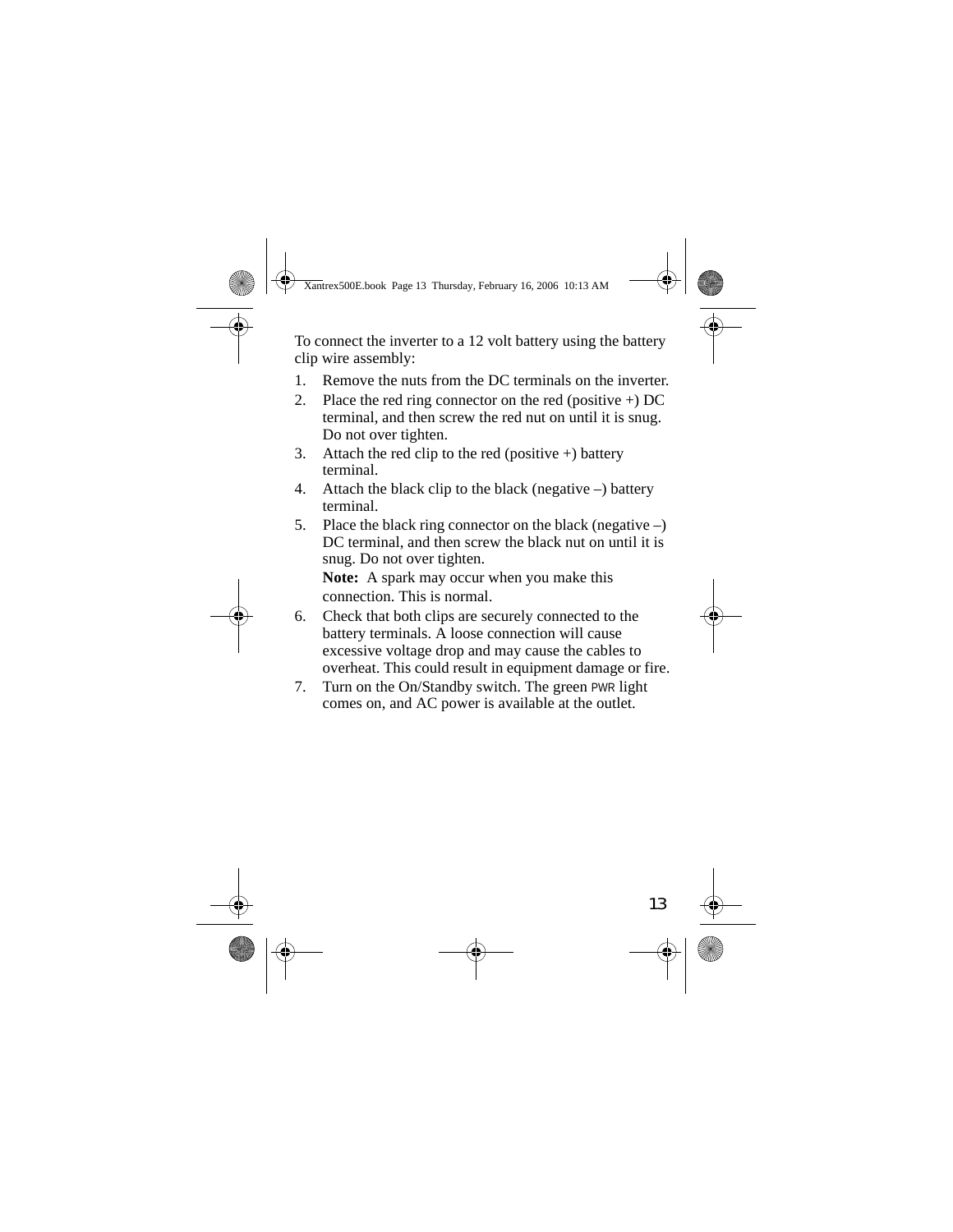To connect the inverter to a 12 volt battery using the battery clip wire assembly:

1. Remove the nuts from the DC terminals on the inverter.
2. Place the red ring connector on the red (positive +) DC terminal, and then screw the red nut on until it is snug. Do not over tighten.
3. Attach the red clip to the red (positive +) battery terminal.
4. Attach the black clip to the black (negative –) battery terminal.
5. Place the black ring connector on the black (negative –) DC terminal, and then screw the black nut on until it is snug. Do not over tighten.

   **Note:** A spark may occur when you make this connection. This is normal.
6. Check that both clips are securely connected to the battery terminals. A loose connection will cause excessive voltage drop and may cause the cables to overheat. This could result in equipment damage or fire.
7. Turn on the On/Standby switch. The green PWR light comes on, and AC power is available at the outlet.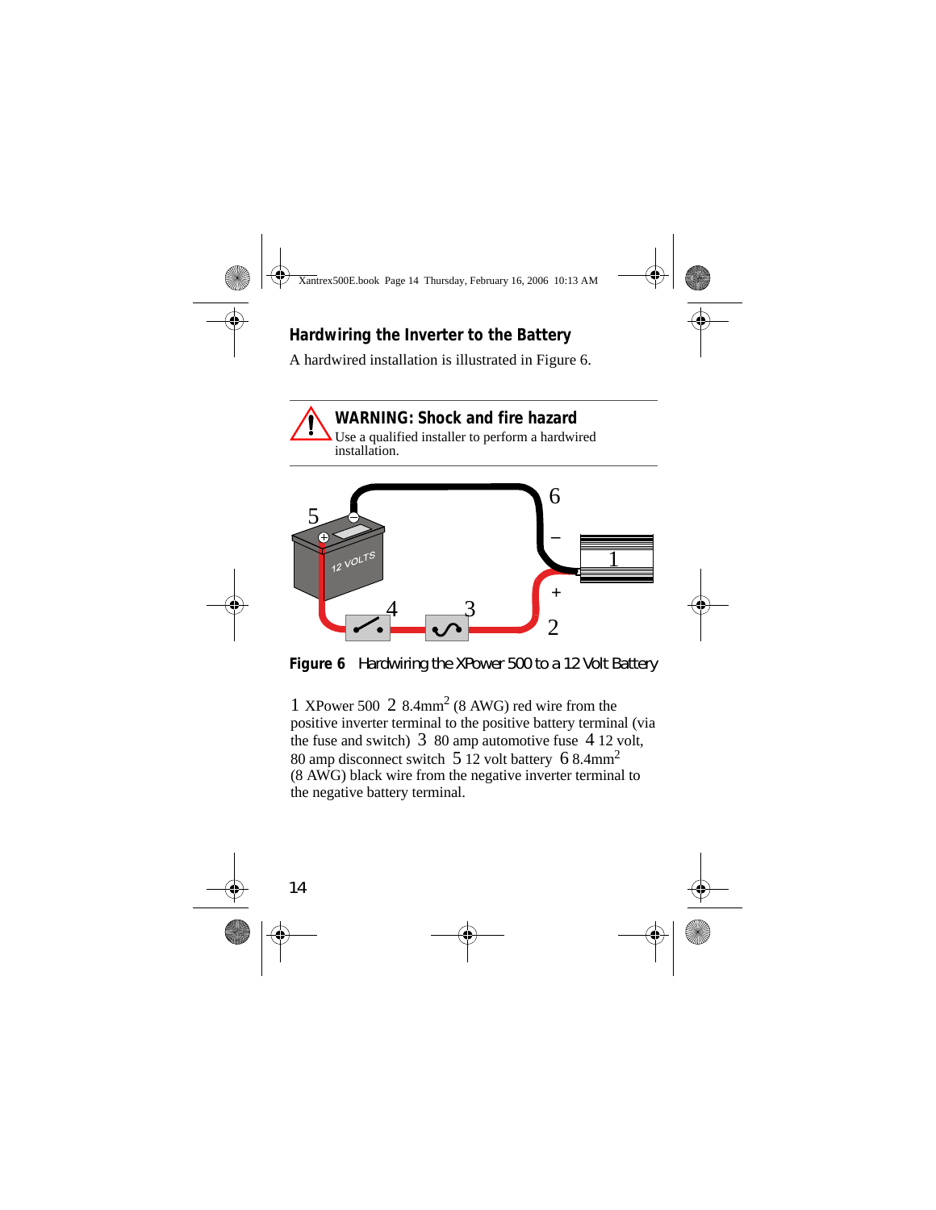## Hardwiring the Inverter to the Battery

A hardwired installation is illustrated in Figure 6.

**WARNING: Shock and fire hazard**
Use a qualified installer to perform a hardwired installation.

**Figure 6** Hardwiring the XPower 500 to a 12 Volt Battery

1 XPower 500 2 8.4mm$^2$ (8 AWG) red wire from the positive inverter terminal to the positive battery terminal (via the fuse and switch) 3 80 amp automotive fuse 4 12 volt, 80 amp disconnect switch 5 12 volt battery 6 8.4mm$^2$ (8 AWG) black wire from the negative inverter terminal to the negative battery terminal.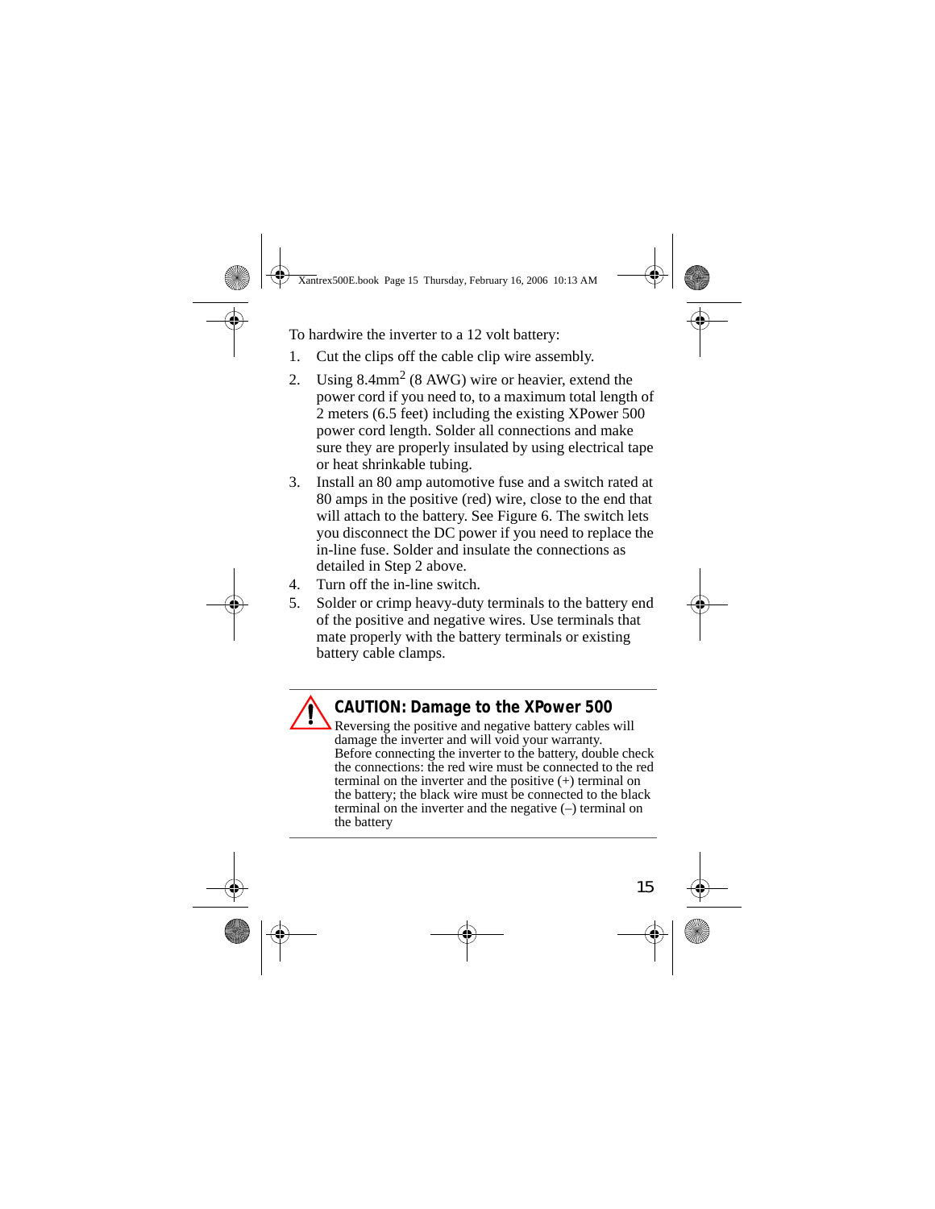To hardwire the inverter to a 12 volt battery:

1. Cut the clips off the cable clip wire assembly.
2. Using 8.4mm$^2$ (8 AWG) wire or heavier, extend the power cord if you need to, to a maximum total length of 2 meters (6.5 feet) including the existing XPower 500 power cord length. Solder all connections and make sure they are properly insulated by using electrical tape or heat shrinkable tubing.
3. Install an 80 amp automotive fuse and a switch rated at 80 amps in the positive (red) wire, close to the end that will attach to the battery. See Figure 6. The switch lets you disconnect the DC power if you need to replace the in-line fuse. Solder and insulate the connections as detailed in Step 2 above.
4. Turn off the in-line switch.
5. Solder or crimp heavy-duty terminals to the battery end of the positive and negative wires. Use terminals that mate properly with the battery terminals or existing battery cable clamps.

---

**CAUTION: Damage to the XPower 500**

Reversing the positive and negative battery cables will damage the inverter and will void your warranty.
Before connecting the inverter to the battery, double check the connections: the red wire must be connected to the red terminal on the inverter and the positive (+) terminal on the battery; the black wire must be connected to the black terminal on the inverter and the negative (–) terminal on the battery

---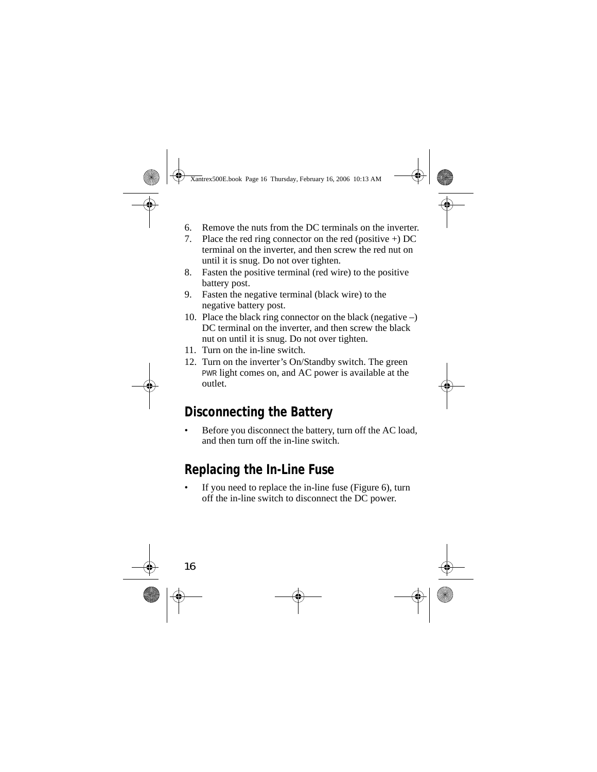6. Remove the nuts from the DC terminals on the inverter.
7. Place the red ring connector on the red (positive +) DC terminal on the inverter, and then screw the red nut on until it is snug. Do not over tighten.
8. Fasten the positive terminal (red wire) to the positive battery post.
9. Fasten the negative terminal (black wire) to the negative battery post.
10. Place the black ring connector on the black (negative –) DC terminal on the inverter, and then screw the black nut on until it is snug. Do not over tighten.
11. Turn on the in-line switch.
12. Turn on the inverter's On/Standby switch. The green PWR light comes on, and AC power is available at the outlet.

## Disconnecting the Battery

- Before you disconnect the battery, turn off the AC load, and then turn off the in-line switch.

## Replacing the In-Line Fuse

- If you need to replace the in-line fuse (Figure 6), turn off the in-line switch to disconnect the DC power.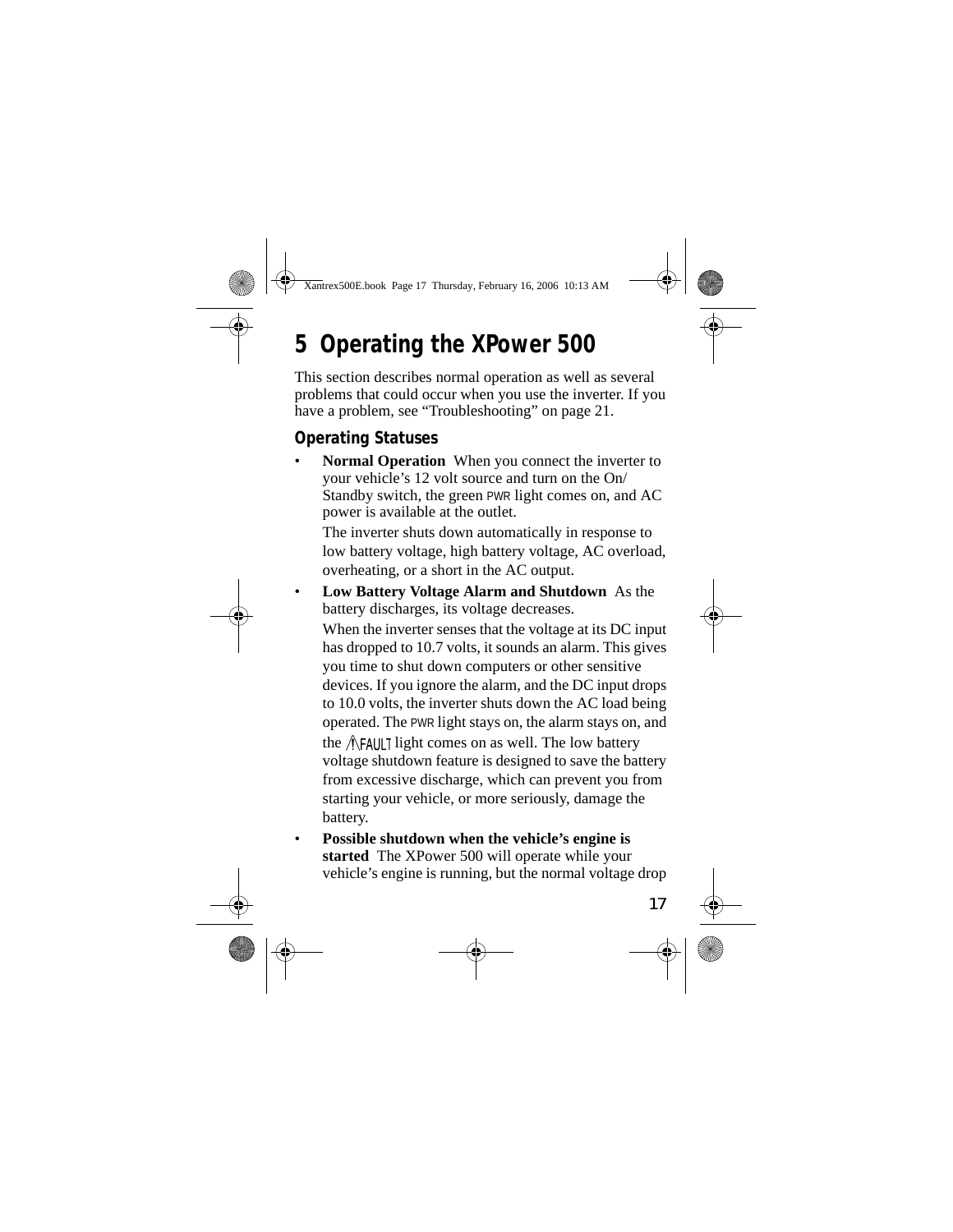# 5 Operating the XPower 500

This section describes normal operation as well as several problems that could occur when you use the inverter. If you have a problem, see “Troubleshooting” on page 21.

## Operating Statuses

- **Normal Operation** When you connect the inverter to your vehicle’s 12 volt source and turn on the On/ Standby switch, the green PWR light comes on, and AC power is available at the outlet.

  The inverter shuts down automatically in response to low battery voltage, high battery voltage, AC overload, overheating, or a short in the AC output.

- **Low Battery Voltage Alarm and Shutdown** As the battery discharges, its voltage decreases.

  When the inverter senses that the voltage at its DC input has dropped to 10.7 volts, it sounds an alarm. This gives you time to shut down computers or other sensitive devices. If you ignore the alarm, and the DC input drops to 10.0 volts, the inverter shuts down the AC load being operated. The PWR light stays on, the alarm stays on, and the ⚠FAULT light comes on as well. The low battery voltage shutdown feature is designed to save the battery from excessive discharge, which can prevent you from starting your vehicle, or more seriously, damage the battery.

- **Possible shutdown when the vehicle’s engine is started** The XPower 500 will operate while your vehicle’s engine is running, but the normal voltage drop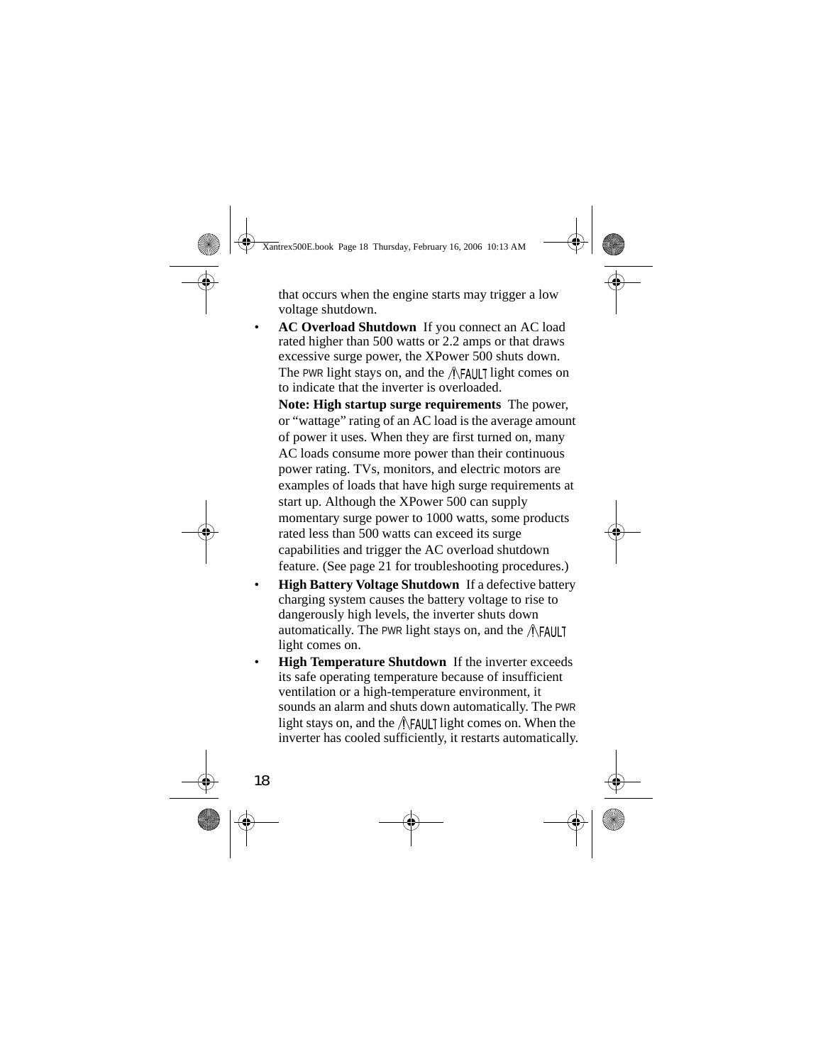that occurs when the engine starts may trigger a low voltage shutdown.

- **AC Overload Shutdown** If you connect an AC load rated higher than 500 watts or 2.2 amps or that draws excessive surge power, the XPower 500 shuts down. The PWR light stays on, and the ⚠FAULT light comes on to indicate that the inverter is overloaded.

  **Note: High startup surge requirements** The power, or "wattage" rating of an AC load is the average amount of power it uses. When they are first turned on, many AC loads consume more power than their continuous power rating. TVs, monitors, and electric motors are examples of loads that have high surge requirements at start up. Although the XPower 500 can supply momentary surge power to 1000 watts, some products rated less than 500 watts can exceed its surge capabilities and trigger the AC overload shutdown feature. (See page 21 for troubleshooting procedures.)

- **High Battery Voltage Shutdown** If a defective battery charging system causes the battery voltage to rise to dangerously high levels, the inverter shuts down automatically. The PWR light stays on, and the ⚠FAULT light comes on.

- **High Temperature Shutdown** If the inverter exceeds its safe operating temperature because of insufficient ventilation or a high-temperature environment, it sounds an alarm and shuts down automatically. The PWR light stays on, and the ⚠FAULT light comes on. When the inverter has cooled sufficiently, it restarts automatically.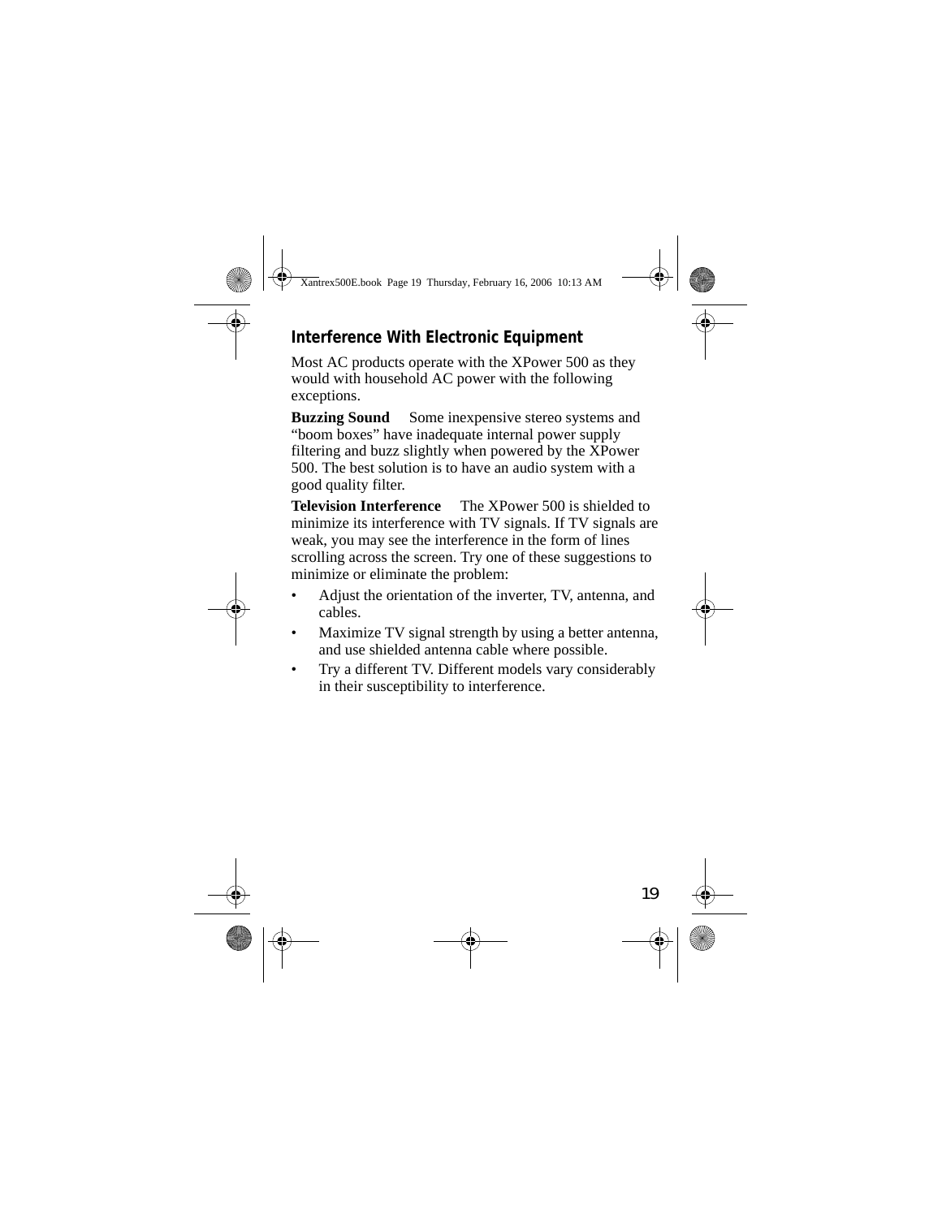## Interference With Electronic Equipment

Most AC products operate with the XPower 500 as they would with household AC power with the following exceptions.

**Buzzing Sound** Some inexpensive stereo systems and “boom boxes” have inadequate internal power supply filtering and buzz slightly when powered by the XPower 500. The best solution is to have an audio system with a good quality filter.

**Television Interference** The XPower 500 is shielded to minimize its interference with TV signals. If TV signals are weak, you may see the interference in the form of lines scrolling across the screen. Try one of these suggestions to minimize or eliminate the problem:

- Adjust the orientation of the inverter, TV, antenna, and cables.
- Maximize TV signal strength by using a better antenna, and use shielded antenna cable where possible.
- Try a different TV. Different models vary considerably in their susceptibility to interference.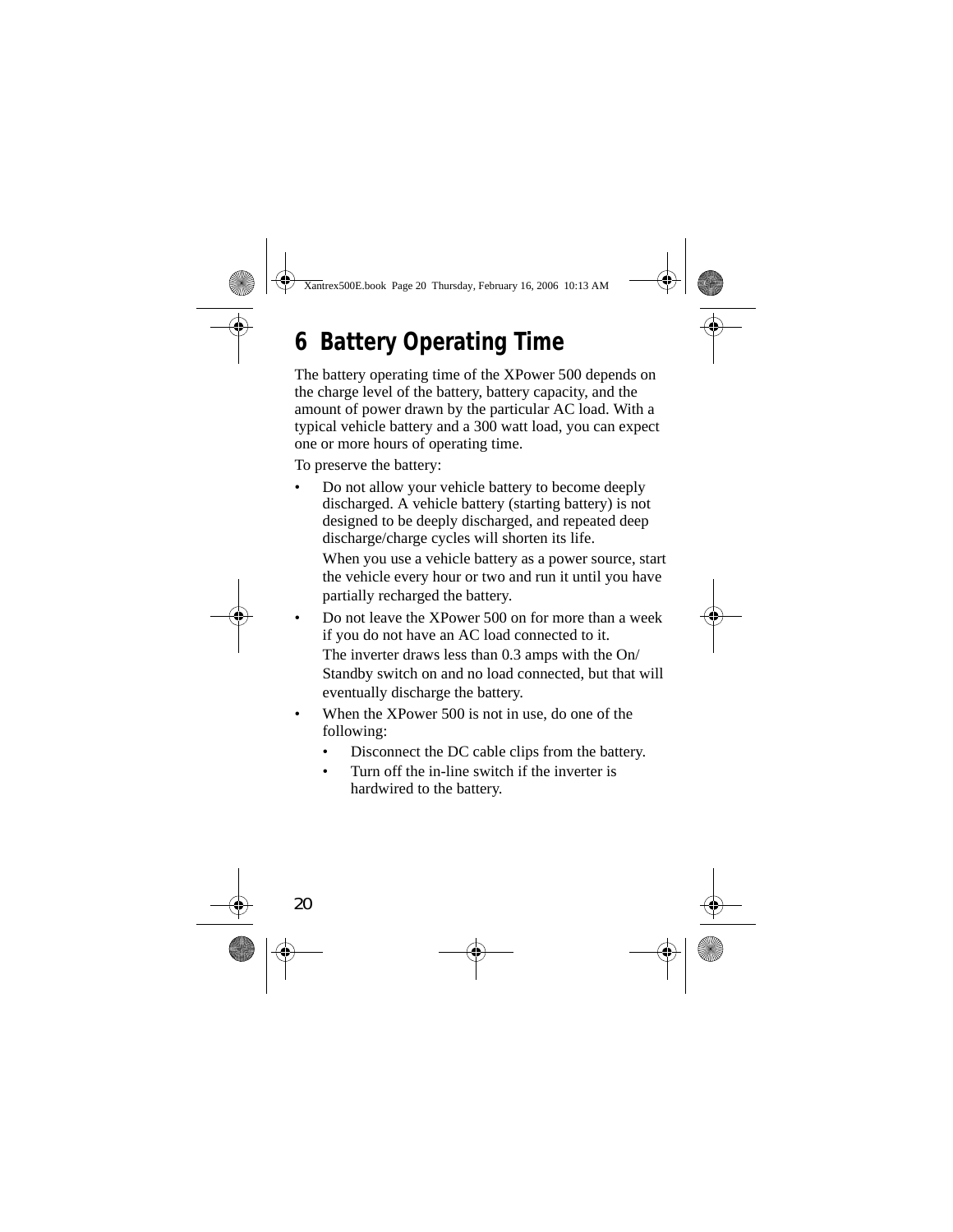# 6 Battery Operating Time

The battery operating time of the XPower 500 depends on the charge level of the battery, battery capacity, and the amount of power drawn by the particular AC load. With a typical vehicle battery and a 300 watt load, you can expect one or more hours of operating time.

To preserve the battery:

- Do not allow your vehicle battery to become deeply discharged. A vehicle battery (starting battery) is not designed to be deeply discharged, and repeated deep discharge/charge cycles will shorten its life.

  When you use a vehicle battery as a power source, start the vehicle every hour or two and run it until you have partially recharged the battery.
- Do not leave the XPower 500 on for more than a week if you do not have an AC load connected to it.

  The inverter draws less than 0.3 amps with the On/Standby switch on and no load connected, but that will eventually discharge the battery.
- When the XPower 500 is not in use, do one of the following:
  - Disconnect the DC cable clips from the battery.
  - Turn off the in-line switch if the inverter is hardwired to the battery.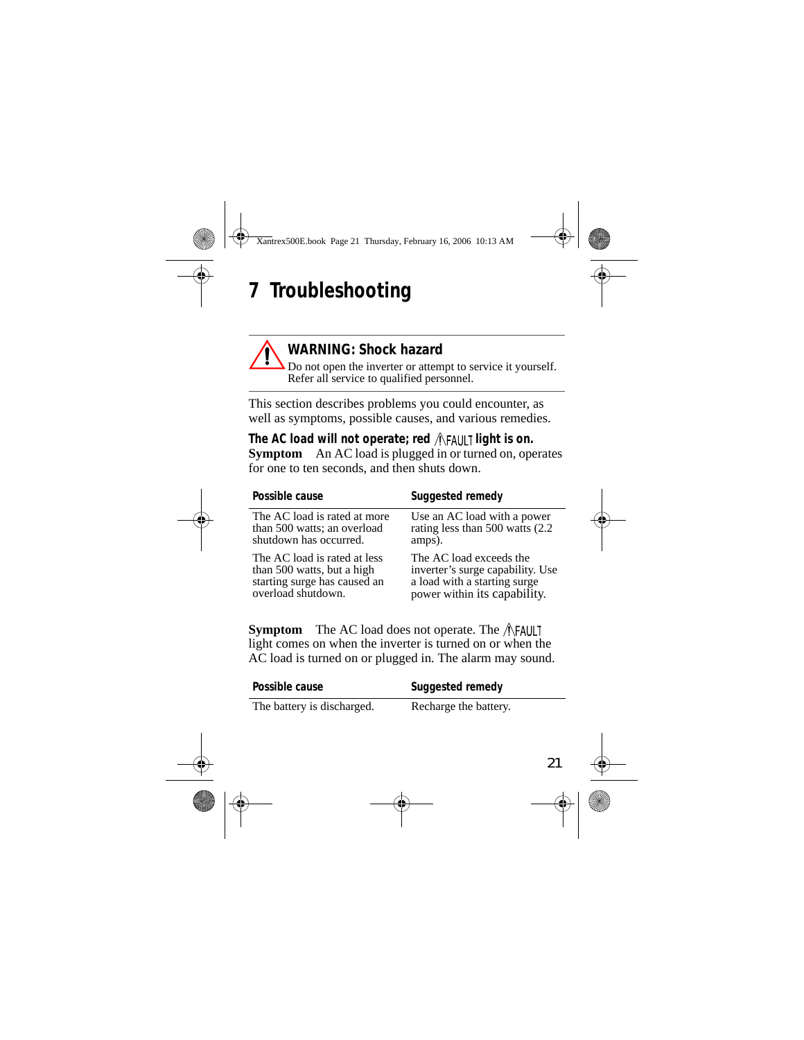# 7 Troubleshooting

> **WARNING: Shock hazard**
> Do not open the inverter or attempt to service it yourself. Refer all service to qualified personnel.

This section describes problems you could encounter, as well as symptoms, possible causes, and various remedies.

**The AC load will not operate; red ⚠FAULT light is on.**

**Symptom** An AC load is plugged in or turned on, operates for one to ten seconds, and then shuts down.

| Possible cause | Suggested remedy |
|---|---|
| The AC load is rated at more than 500 watts; an overload shutdown has occurred. | Use an AC load with a power rating less than 500 watts (2.2 amps). |
| The AC load is rated at less than 500 watts, but a high starting surge has caused an overload shutdown. | The AC load exceeds the inverter's surge capability. Use a load with a starting surge power within its capability. |

**Symptom** The AC load does not operate. The ⚠FAULT light comes on when the inverter is turned on or when the AC load is turned on or plugged in. The alarm may sound.

| Possible cause | Suggested remedy |
|---|---|
| The battery is discharged. | Recharge the battery. |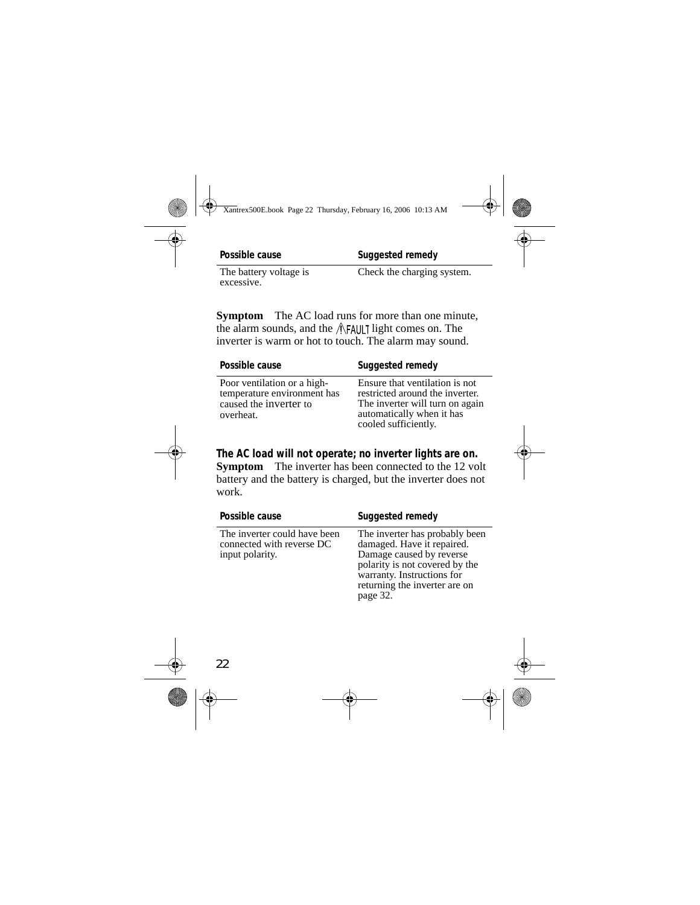| Possible cause | Suggested remedy |
|---|---|
| The battery voltage is excessive. | Check the charging system. |

**Symptom** The AC load runs for more than one minute, the alarm sounds, and the ⚠FAULT light comes on. The inverter is warm or hot to touch. The alarm may sound.

| Possible cause | Suggested remedy |
|---|---|
| Poor ventilation or a high-temperature environment has caused the inverter to overheat. | Ensure that ventilation is not restricted around the inverter. The inverter will turn on again automatically when it has cooled sufficiently. |

### The AC load will not operate; no inverter lights are on.

**Symptom** The inverter has been connected to the 12 volt battery and the battery is charged, but the inverter does not work.

| Possible cause | Suggested remedy |
|---|---|
| The inverter could have been connected with reverse DC input polarity. | The inverter has probably been damaged. Have it repaired. Damage caused by reverse polarity is not covered by the warranty. Instructions for returning the inverter are on page 32. |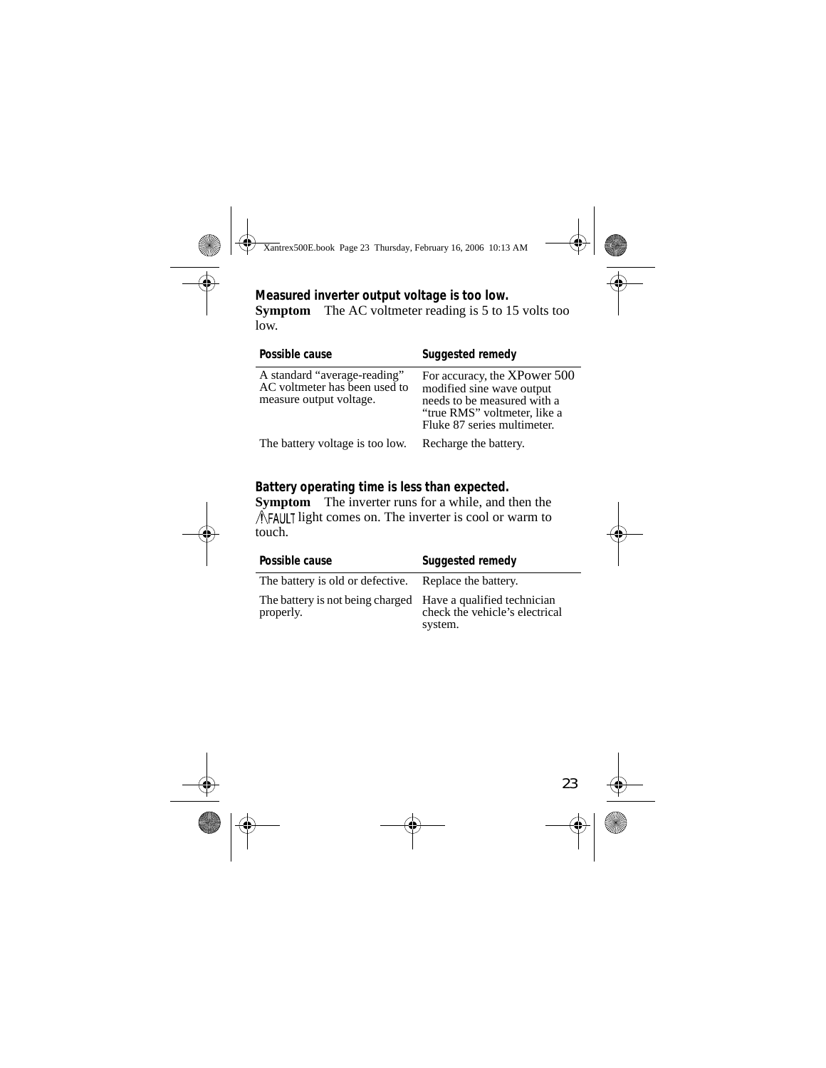### Measured inverter output voltage is too low.

**Symptom** The AC voltmeter reading is 5 to 15 volts too low.

| Possible cause | Suggested remedy |
| --- | --- |
| A standard “average-reading” AC voltmeter has been used to measure output voltage. | For accuracy, the XPower 500 modified sine wave output needs to be measured with a “true RMS” voltmeter, like a Fluke 87 series multimeter. |
| The battery voltage is too low. | Recharge the battery. |

### Battery operating time is less than expected.

**Symptom** The inverter runs for a while, and then the ⚠FAULT light comes on. The inverter is cool or warm to touch.

| Possible cause | Suggested remedy |
| --- | --- |
| The battery is old or defective. | Replace the battery. |
| The battery is not being charged properly. | Have a qualified technician check the vehicle’s electrical system. |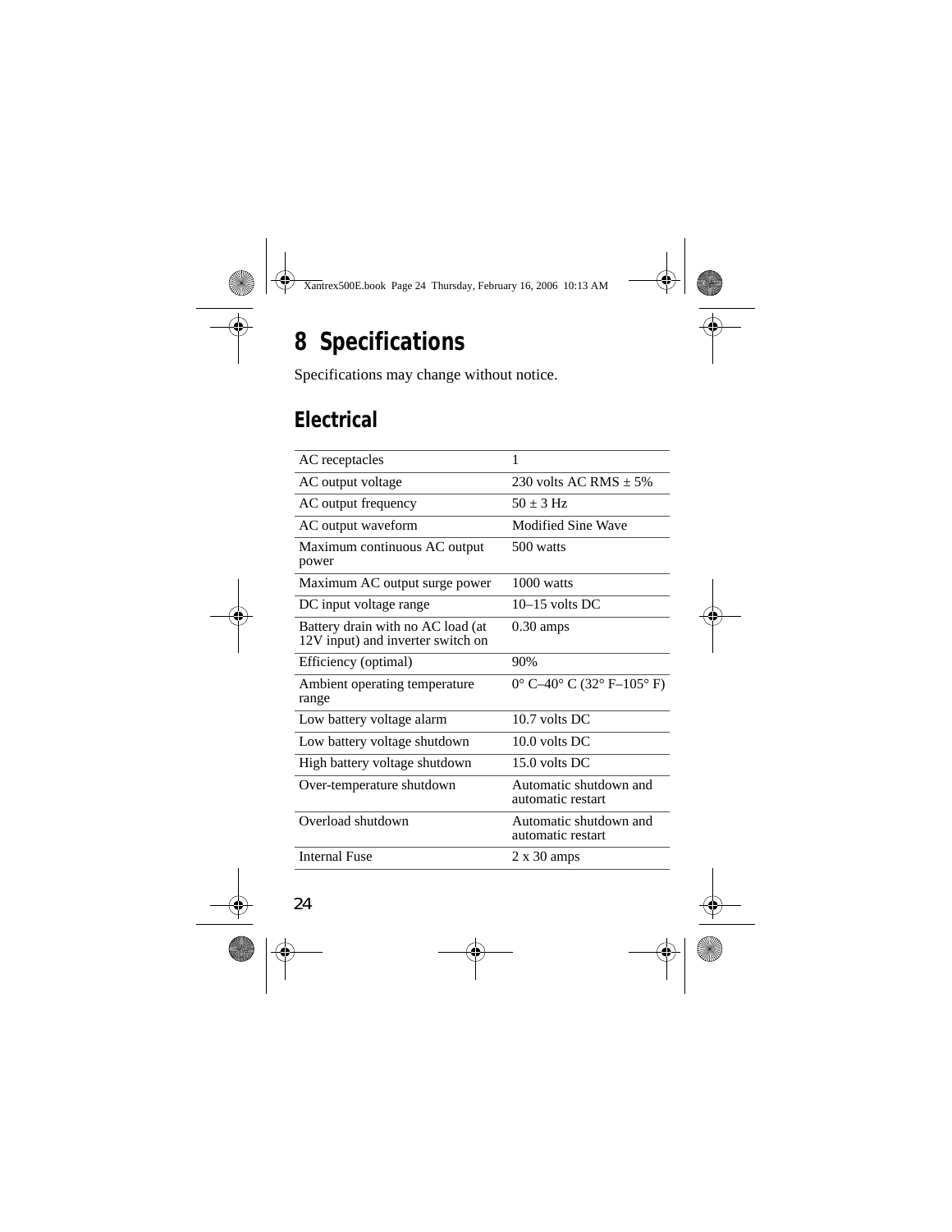# 8 Specifications

Specifications may change without notice.

## Electrical

| | |
|---|---|
| AC receptacles | 1 |
| AC output voltage | 230 volts AC RMS ± 5% |
| AC output frequency | 50 ± 3 Hz |
| AC output waveform | Modified Sine Wave |
| Maximum continuous AC output power | 500 watts |
| Maximum AC output surge power | 1000 watts |
| DC input voltage range | 10–15 volts DC |
| Battery drain with no AC load (at 12V input) and inverter switch on | 0.30 amps |
| Efficiency (optimal) | 90% |
| Ambient operating temperature range | 0° C–40° C (32° F–105° F) |
| Low battery voltage alarm | 10.7 volts DC |
| Low battery voltage shutdown | 10.0 volts DC |
| High battery voltage shutdown | 15.0 volts DC |
| Over-temperature shutdown | Automatic shutdown and automatic restart |
| Overload shutdown | Automatic shutdown and automatic restart |
| Internal Fuse | 2 x 30 amps |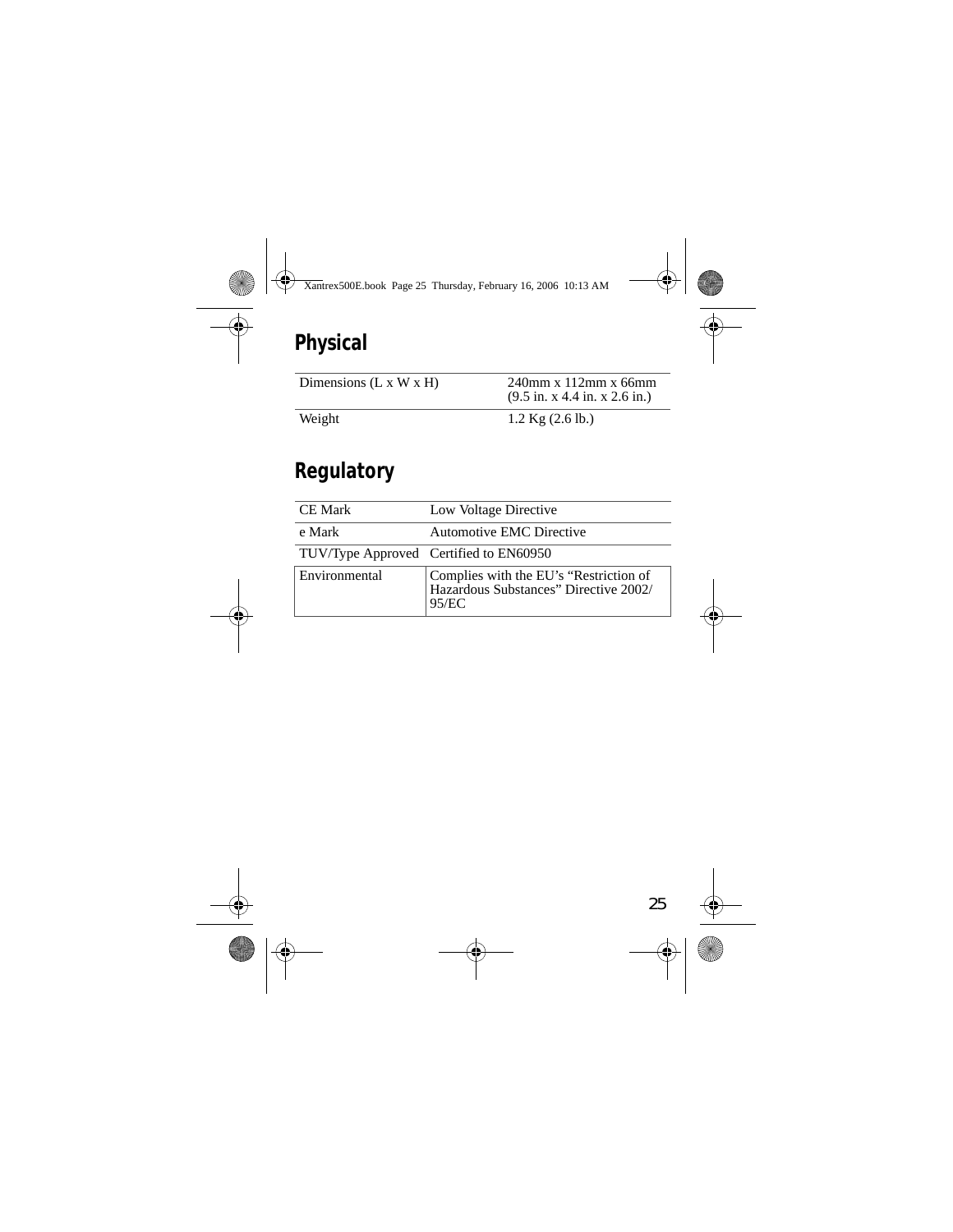## Physical

| | |
|---|---|
| Dimensions (L x W x H) | 240mm x 112mm x 66mm (9.5 in. x 4.4 in. x 2.6 in.) |
| Weight | 1.2 Kg (2.6 lb.) |

## Regulatory

| | |
|---|---|
| CE Mark | Low Voltage Directive |
| e Mark | Automotive EMC Directive |
| TUV/Type Approved | Certified to EN60950 |
| Environmental | Complies with the EU's "Restriction of Hazardous Substances" Directive 2002/95/EC |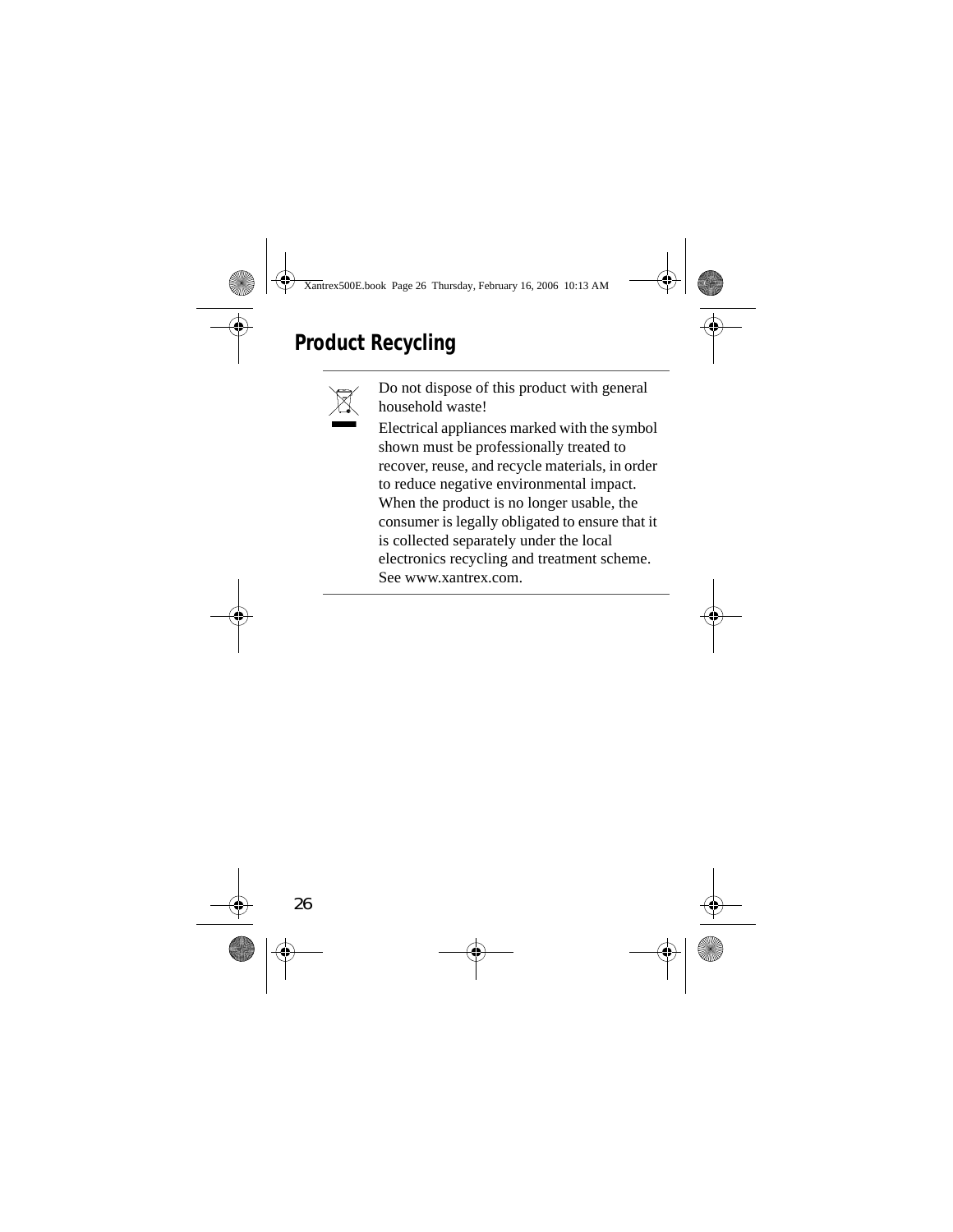## Product Recycling

Do not dispose of this product with general household waste!

Electrical appliances marked with the symbol shown must be professionally treated to recover, reuse, and recycle materials, in order to reduce negative environmental impact. When the product is no longer usable, the consumer is legally obligated to ensure that it is collected separately under the local electronics recycling and treatment scheme. See www.xantrex.com.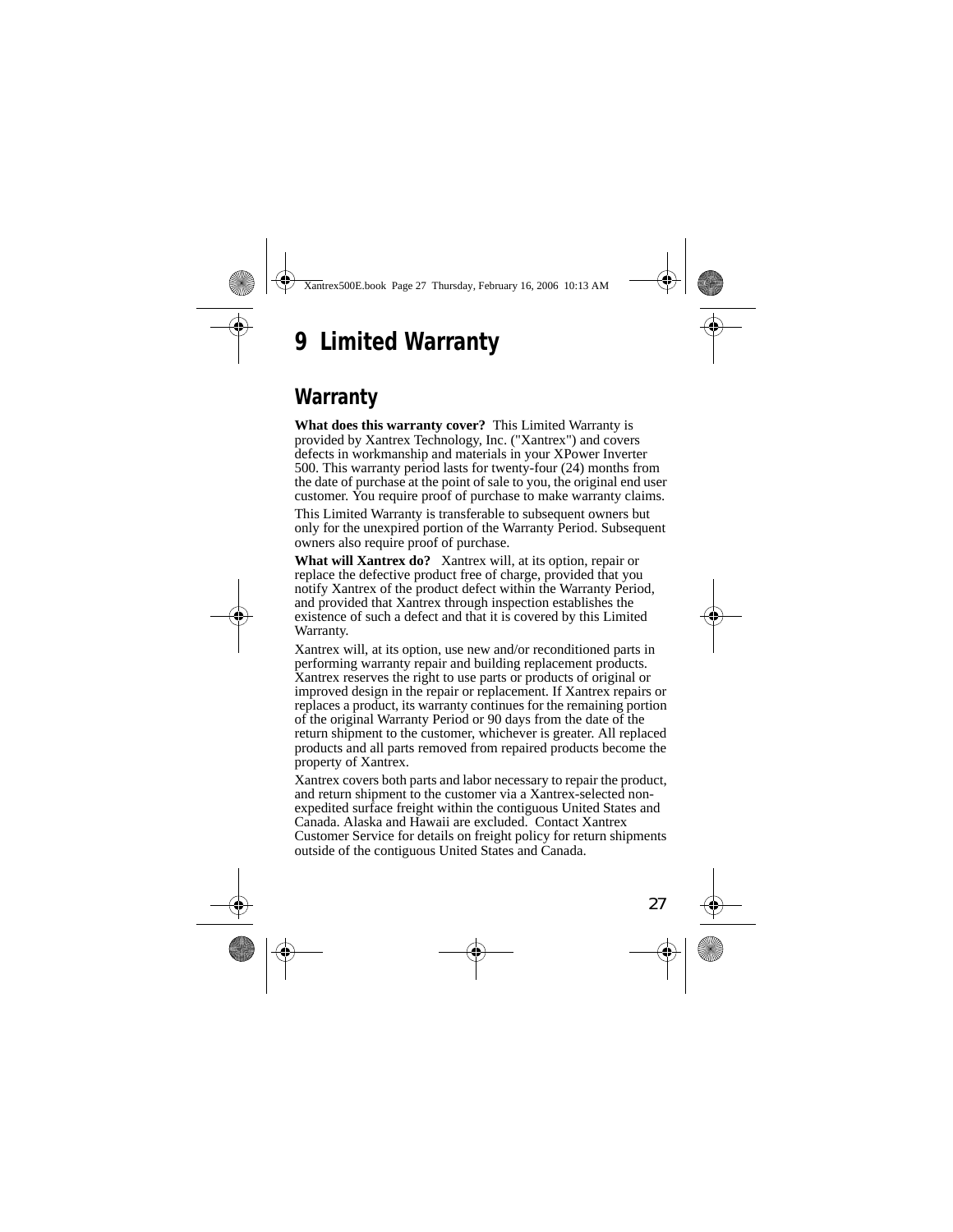# 9 Limited Warranty

## Warranty

**What does this warranty cover?** This Limited Warranty is provided by Xantrex Technology, Inc. ("Xantrex") and covers defects in workmanship and materials in your XPower Inverter 500. This warranty period lasts for twenty-four (24) months from the date of purchase at the point of sale to you, the original end user customer. You require proof of purchase to make warranty claims.

This Limited Warranty is transferable to subsequent owners but only for the unexpired portion of the Warranty Period. Subsequent owners also require proof of purchase.

**What will Xantrex do?** Xantrex will, at its option, repair or replace the defective product free of charge, provided that you notify Xantrex of the product defect within the Warranty Period, and provided that Xantrex through inspection establishes the existence of such a defect and that it is covered by this Limited Warranty.

Xantrex will, at its option, use new and/or reconditioned parts in performing warranty repair and building replacement products. Xantrex reserves the right to use parts or products of original or improved design in the repair or replacement. If Xantrex repairs or replaces a product, its warranty continues for the remaining portion of the original Warranty Period or 90 days from the date of the return shipment to the customer, whichever is greater. All replaced products and all parts removed from repaired products become the property of Xantrex.

Xantrex covers both parts and labor necessary to repair the product, and return shipment to the customer via a Xantrex-selected non-expedited surface freight within the contiguous United States and Canada. Alaska and Hawaii are excluded. Contact Xantrex Customer Service for details on freight policy for return shipments outside of the contiguous United States and Canada.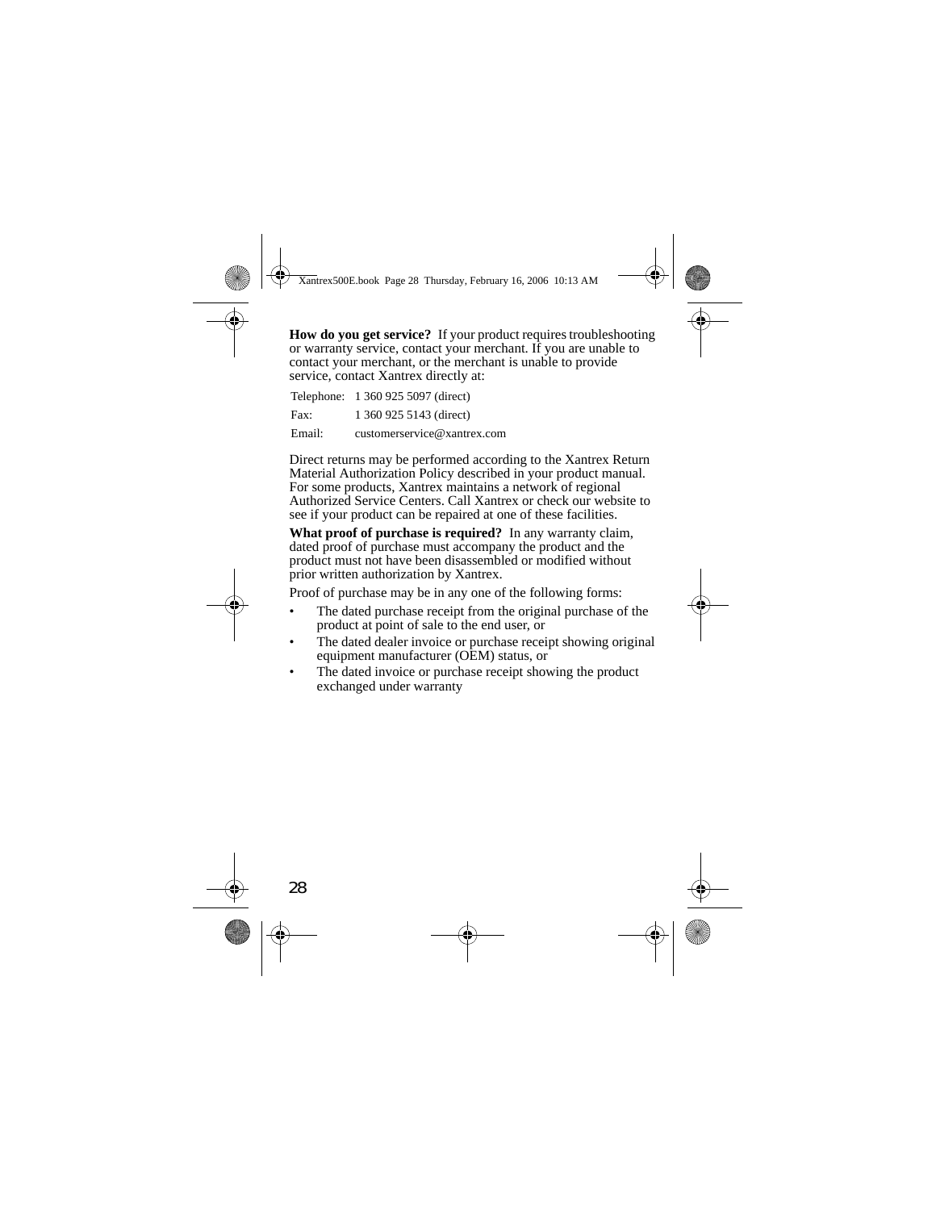**How do you get service?** If your product requires troubleshooting or warranty service, contact your merchant. If you are unable to contact your merchant, or the merchant is unable to provide service, contact Xantrex directly at:

| | |
|---|---|
| Telephone: | 1 360 925 5097 (direct) |
| Fax: | 1 360 925 5143 (direct) |
| Email: | customerservice@xantrex.com |

Direct returns may be performed according to the Xantrex Return Material Authorization Policy described in your product manual. For some products, Xantrex maintains a network of regional Authorized Service Centers. Call Xantrex or check our website to see if your product can be repaired at one of these facilities.

**What proof of purchase is required?** In any warranty claim, dated proof of purchase must accompany the product and the product must not have been disassembled or modified without prior written authorization by Xantrex.

Proof of purchase may be in any one of the following forms:

- The dated purchase receipt from the original purchase of the product at point of sale to the end user, or
- The dated dealer invoice or purchase receipt showing original equipment manufacturer (OEM) status, or
- The dated invoice or purchase receipt showing the product exchanged under warranty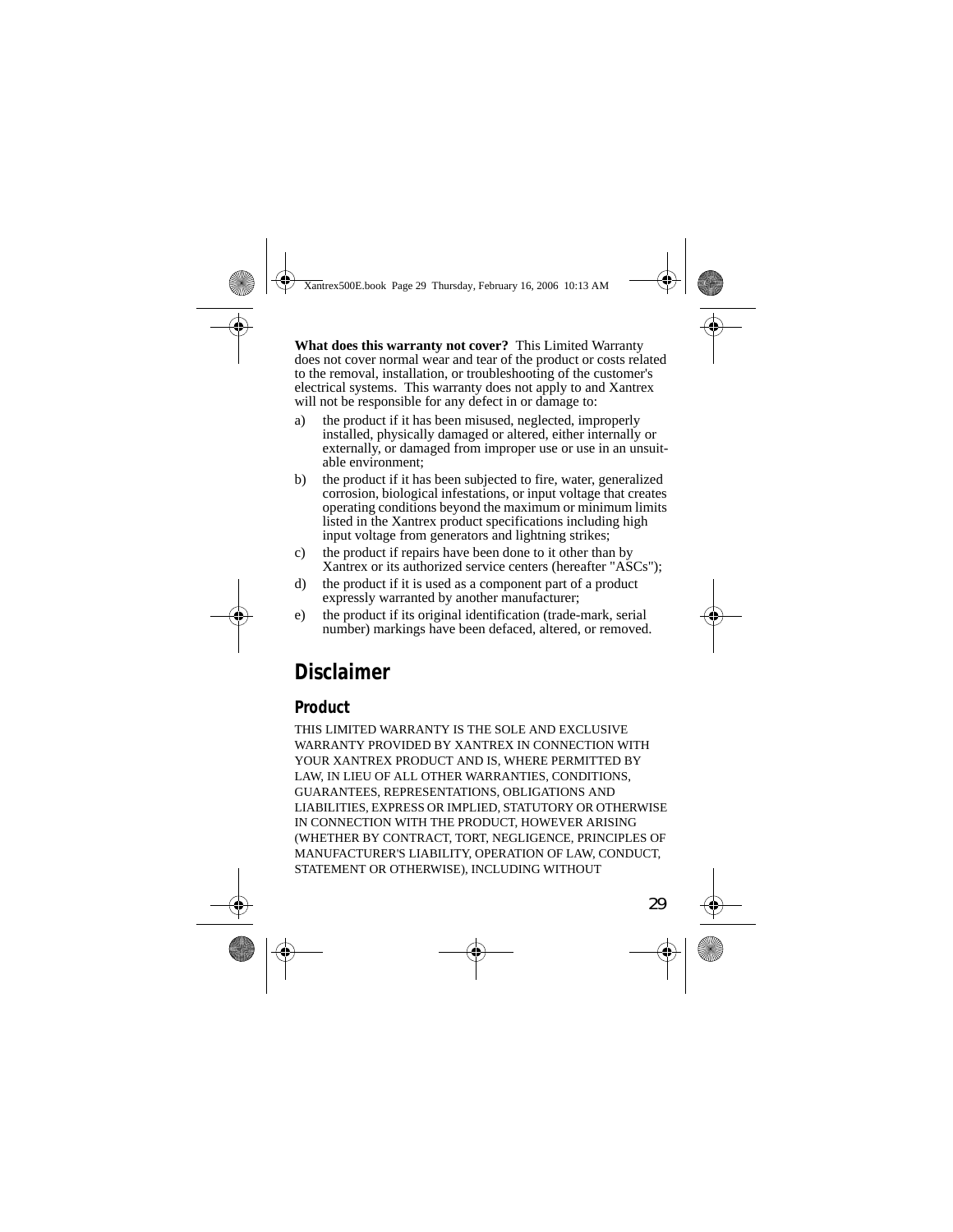**What does this warranty not cover?** This Limited Warranty does not cover normal wear and tear of the product or costs related to the removal, installation, or troubleshooting of the customer's electrical systems. This warranty does not apply to and Xantrex will not be responsible for any defect in or damage to:

a) the product if it has been misused, neglected, improperly installed, physically damaged or altered, either internally or externally, or damaged from improper use or use in an unsuitable environment;

b) the product if it has been subjected to fire, water, generalized corrosion, biological infestations, or input voltage that creates operating conditions beyond the maximum or minimum limits listed in the Xantrex product specifications including high input voltage from generators and lightning strikes;

c) the product if repairs have been done to it other than by Xantrex or its authorized service centers (hereafter "ASCs");

d) the product if it is used as a component part of a product expressly warranted by another manufacturer;

e) the product if its original identification (trade-mark, serial number) markings have been defaced, altered, or removed.

## Disclaimer

### Product

THIS LIMITED WARRANTY IS THE SOLE AND EXCLUSIVE WARRANTY PROVIDED BY XANTREX IN CONNECTION WITH YOUR XANTREX PRODUCT AND IS, WHERE PERMITTED BY LAW, IN LIEU OF ALL OTHER WARRANTIES, CONDITIONS, GUARANTEES, REPRESENTATIONS, OBLIGATIONS AND LIABILITIES, EXPRESS OR IMPLIED, STATUTORY OR OTHERWISE IN CONNECTION WITH THE PRODUCT, HOWEVER ARISING (WHETHER BY CONTRACT, TORT, NEGLIGENCE, PRINCIPLES OF MANUFACTURER'S LIABILITY, OPERATION OF LAW, CONDUCT, STATEMENT OR OTHERWISE), INCLUDING WITHOUT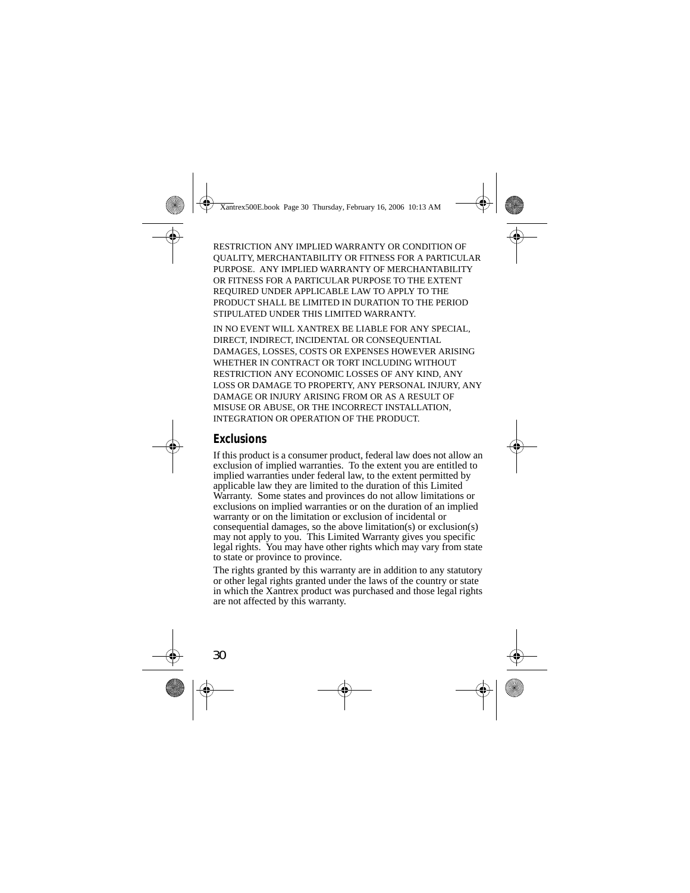RESTRICTION ANY IMPLIED WARRANTY OR CONDITION OF QUALITY, MERCHANTABILITY OR FITNESS FOR A PARTICULAR PURPOSE. ANY IMPLIED WARRANTY OF MERCHANTABILITY OR FITNESS FOR A PARTICULAR PURPOSE TO THE EXTENT REQUIRED UNDER APPLICABLE LAW TO APPLY TO THE PRODUCT SHALL BE LIMITED IN DURATION TO THE PERIOD STIPULATED UNDER THIS LIMITED WARRANTY.

IN NO EVENT WILL XANTREX BE LIABLE FOR ANY SPECIAL, DIRECT, INDIRECT, INCIDENTAL OR CONSEQUENTIAL DAMAGES, LOSSES, COSTS OR EXPENSES HOWEVER ARISING WHETHER IN CONTRACT OR TORT INCLUDING WITHOUT RESTRICTION ANY ECONOMIC LOSSES OF ANY KIND, ANY LOSS OR DAMAGE TO PROPERTY, ANY PERSONAL INJURY, ANY DAMAGE OR INJURY ARISING FROM OR AS A RESULT OF MISUSE OR ABUSE, OR THE INCORRECT INSTALLATION, INTEGRATION OR OPERATION OF THE PRODUCT.

## Exclusions

If this product is a consumer product, federal law does not allow an exclusion of implied warranties. To the extent you are entitled to implied warranties under federal law, to the extent permitted by applicable law they are limited to the duration of this Limited Warranty. Some states and provinces do not allow limitations or exclusions on implied warranties or on the duration of an implied warranty or on the limitation or exclusion of incidental or consequential damages, so the above limitation(s) or exclusion(s) may not apply to you. This Limited Warranty gives you specific legal rights. You may have other rights which may vary from state to state or province to province.

The rights granted by this warranty are in addition to any statutory or other legal rights granted under the laws of the country or state in which the Xantrex product was purchased and those legal rights are not affected by this warranty.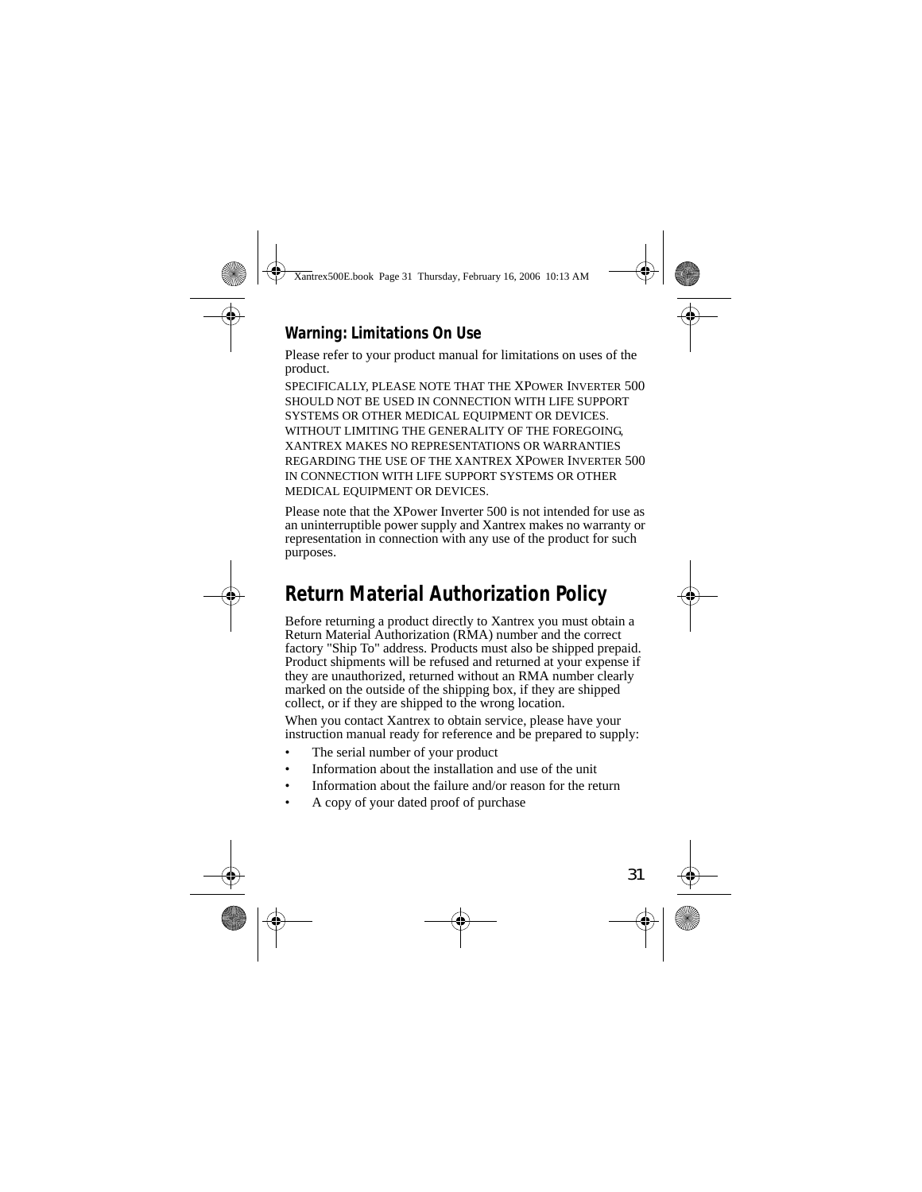### Warning: Limitations On Use

Please refer to your product manual for limitations on uses of the product.

SPECIFICALLY, PLEASE NOTE THAT THE XPOWER INVERTER 500 SHOULD NOT BE USED IN CONNECTION WITH LIFE SUPPORT SYSTEMS OR OTHER MEDICAL EQUIPMENT OR DEVICES. WITHOUT LIMITING THE GENERALITY OF THE FOREGOING, XANTREX MAKES NO REPRESENTATIONS OR WARRANTIES REGARDING THE USE OF THE XANTREX XPOWER INVERTER 500 IN CONNECTION WITH LIFE SUPPORT SYSTEMS OR OTHER MEDICAL EQUIPMENT OR DEVICES.

Please note that the XPower Inverter 500 is not intended for use as an uninterruptible power supply and Xantrex makes no warranty or representation in connection with any use of the product for such purposes.

## Return Material Authorization Policy

Before returning a product directly to Xantrex you must obtain a Return Material Authorization (RMA) number and the correct factory "Ship To" address. Products must also be shipped prepaid. Product shipments will be refused and returned at your expense if they are unauthorized, returned without an RMA number clearly marked on the outside of the shipping box, if they are shipped collect, or if they are shipped to the wrong location.

When you contact Xantrex to obtain service, please have your instruction manual ready for reference and be prepared to supply:

- The serial number of your product
- Information about the installation and use of the unit
- Information about the failure and/or reason for the return
- A copy of your dated proof of purchase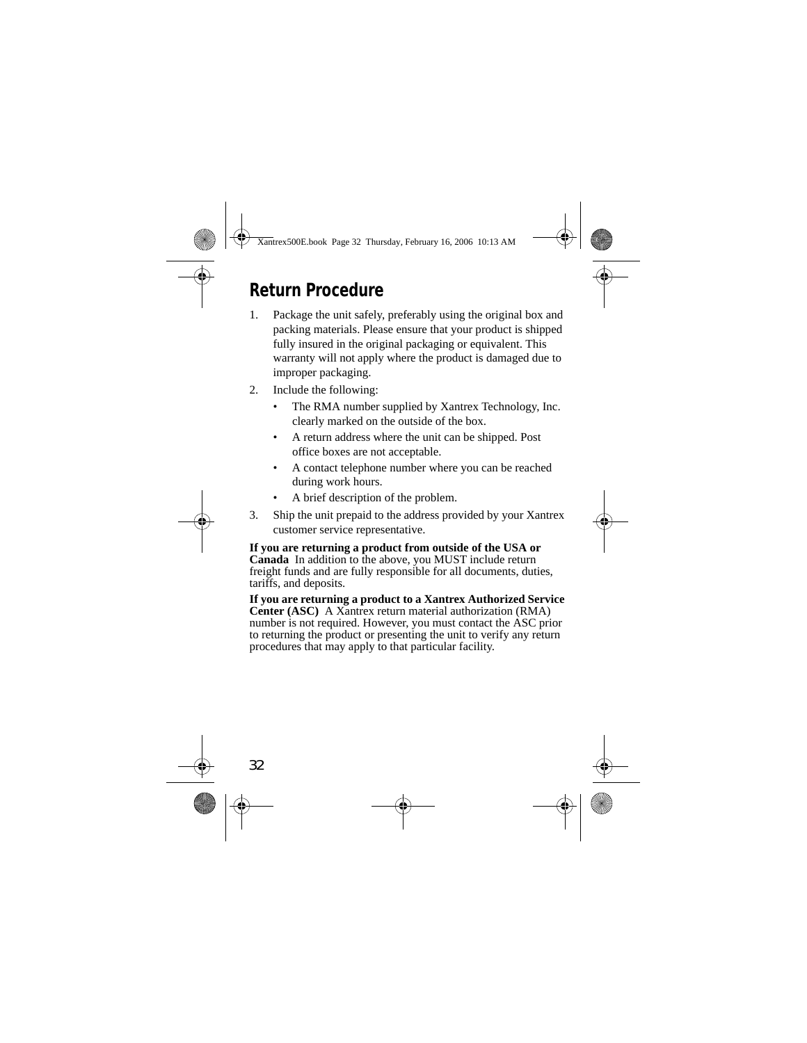## Return Procedure

1. Package the unit safely, preferably using the original box and packing materials. Please ensure that your product is shipped fully insured in the original packaging or equivalent. This warranty will not apply where the product is damaged due to improper packaging.
2. Include the following:
   - The RMA number supplied by Xantrex Technology, Inc. clearly marked on the outside of the box.
   - A return address where the unit can be shipped. Post office boxes are not acceptable.
   - A contact telephone number where you can be reached during work hours.
   - A brief description of the problem.
3. Ship the unit prepaid to the address provided by your Xantrex customer service representative.

**If you are returning a product from outside of the USA or Canada** In addition to the above, you MUST include return freight funds and are fully responsible for all documents, duties, tariffs, and deposits.

**If you are returning a product to a Xantrex Authorized Service Center (ASC)** A Xantrex return material authorization (RMA) number is not required. However, you must contact the ASC prior to returning the product or presenting the unit to verify any return procedures that may apply to that particular facility.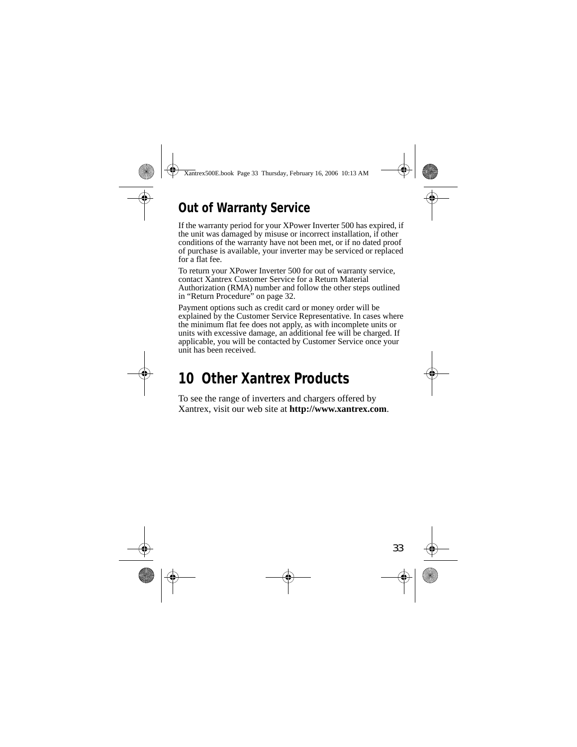## Out of Warranty Service

If the warranty period for your XPower Inverter 500 has expired, if the unit was damaged by misuse or incorrect installation, if other conditions of the warranty have not been met, or if no dated proof of purchase is available, your inverter may be serviced or replaced for a flat fee.

To return your XPower Inverter 500 for out of warranty service, contact Xantrex Customer Service for a Return Material Authorization (RMA) number and follow the other steps outlined in "Return Procedure" on page 32.

Payment options such as credit card or money order will be explained by the Customer Service Representative. In cases where the minimum flat fee does not apply, as with incomplete units or units with excessive damage, an additional fee will be charged. If applicable, you will be contacted by Customer Service once your unit has been received.

# 10 Other Xantrex Products

To see the range of inverters and chargers offered by Xantrex, visit our web site at **http://www.xantrex.com**.